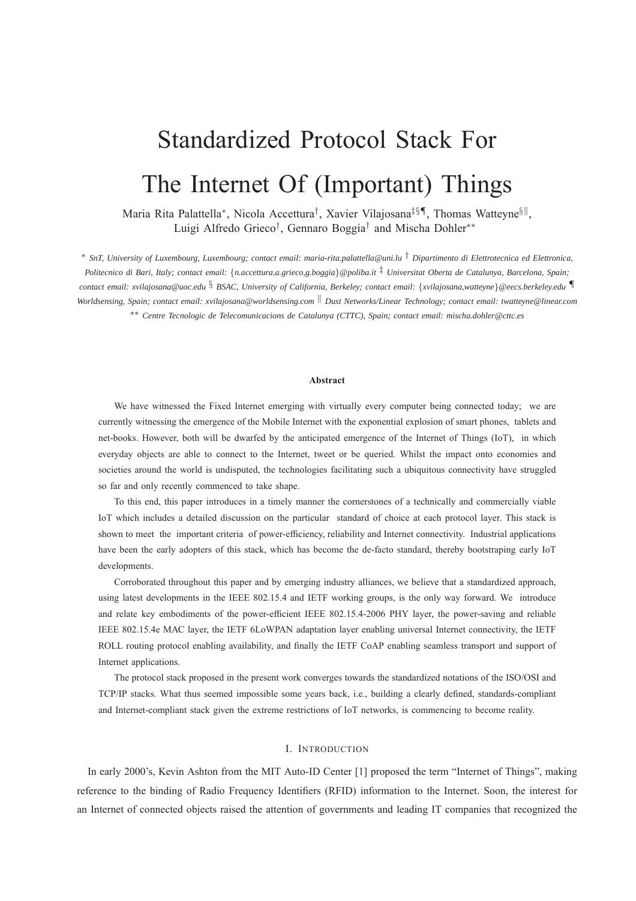# Standardized Protocol Stack For The Internet Of (Important) Things

Maria Rita Palattella[*], Nicola Accettura[†], Xavier Vilajosana[‡§¶], Thomas Watteyne[§‖], Luigi Alfredo Grieco[†], Gennaro Boggia[†] and Mischa Dohler[**]

[*] *SnT, University of Luxembourg, Luxembourg; contact email: maria-rita.palattella@uni.lu* [†] *Dipartimento di Elettrotecnica ed Elettronica, Politecnico di Bari, Italy; contact email: {n.accettura,a.grieco,g.boggia}@poliba.it* [‡] *Universitat Oberta de Catalunya, Barcelona, Spain; contact email: xvilajosana@uoc.edu* [§] *BSAC, University of California, Berkeley; contact email: {xvilajosana,watteyne}@eecs.berkeley.edu* [¶] *Worldsensing, Spain; contact email: xvilajosana@worldsensing.com* [‖] *Dust Networks/Linear Technology; contact email: twatteyne@linear.com* [**] *Centre Tecnologic de Telecomunicacions de Catalunya (CTTC), Spain; contact email: mischa.dohler@cttc.es*

**Abstract**

We have witnessed the Fixed Internet emerging with virtually every computer being connected today; we are currently witnessing the emergence of the Mobile Internet with the exponential explosion of smart phones, tablets and net-books. However, both will be dwarfed by the anticipated emergence of the Internet of Things (IoT), in which everyday objects are able to connect to the Internet, tweet or be queried. Whilst the impact onto economies and societies around the world is undisputed, the technologies facilitating such a ubiquitous connectivity have struggled so far and only recently commenced to take shape.

To this end, this paper introduces in a timely manner the cornerstones of a technically and commercially viable IoT which includes a detailed discussion on the particular standard of choice at each protocol layer. This stack is shown to meet the important criteria of power-efficiency, reliability and Internet connectivity. Industrial applications have been the early adopters of this stack, which has become the de-facto standard, thereby bootstraping early IoT developments.

Corroborated throughout this paper and by emerging industry alliances, we believe that a standardized approach, using latest developments in the IEEE 802.15.4 and IETF working groups, is the only way forward. We introduce and relate key embodiments of the power-efficient IEEE 802.15.4-2006 PHY layer, the power-saving and reliable IEEE 802.15.4e MAC layer, the IETF 6LoWPAN adaptation layer enabling universal Internet connectivity, the IETF ROLL routing protocol enabling availability, and finally the IETF CoAP enabling seamless transport and support of Internet applications.

The protocol stack proposed in the present work converges towards the standardized notations of the ISO/OSI and TCP/IP stacks. What thus seemed impossible some years back, i.e., building a clearly defined, standards-compliant and Internet-compliant stack given the extreme restrictions of IoT networks, is commencing to become reality.

## I. Introduction

In early 2000's, Kevin Ashton from the MIT Auto-ID Center [1] proposed the term "Internet of Things", making reference to the binding of Radio Frequency Identifiers (RFID) information to the Internet. Soon, the interest for an Internet of connected objects raised the attention of governments and leading IT companies that recognized the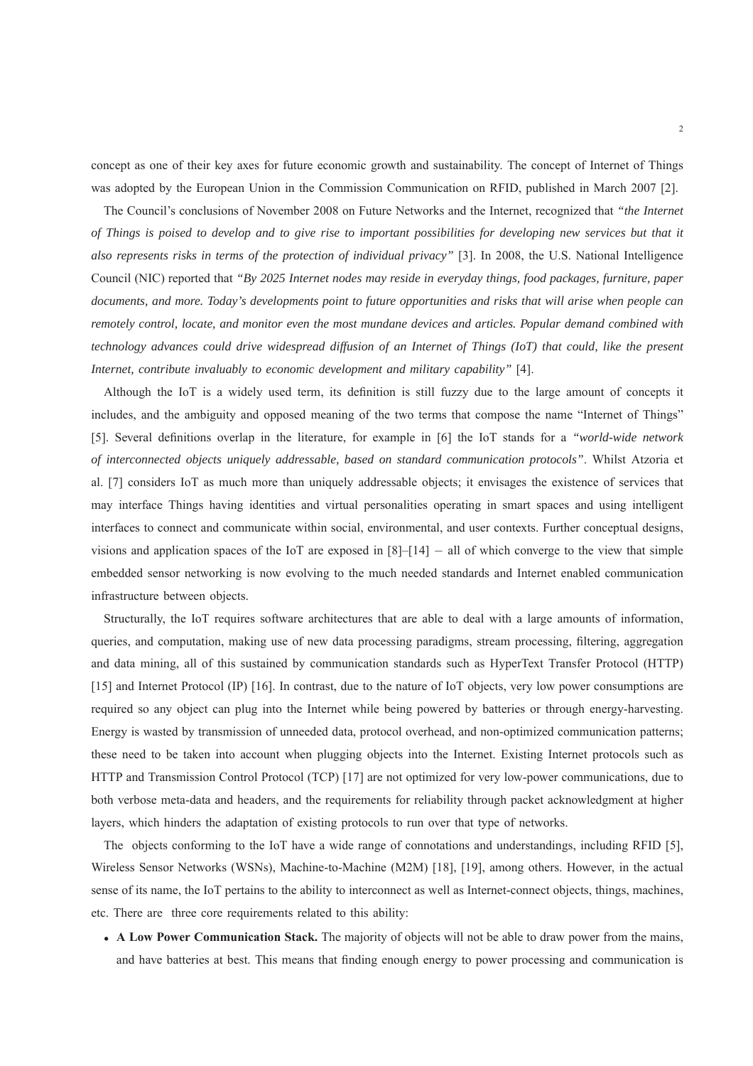concept as one of their key axes for future economic growth and sustainability. The concept of Internet of Things was adopted by the European Union in the Commission Communication on RFID, published in March 2007 [2].

The Council's conclusions of November 2008 on Future Networks and the Internet, recognized that *"the Internet of Things is poised to develop and to give rise to important possibilities for developing new services but that it also represents risks in terms of the protection of individual privacy"* [3]. In 2008, the U.S. National Intelligence Council (NIC) reported that *"By 2025 Internet nodes may reside in everyday things, food packages, furniture, paper documents, and more. Today's developments point to future opportunities and risks that will arise when people can remotely control, locate, and monitor even the most mundane devices and articles. Popular demand combined with technology advances could drive widespread diffusion of an Internet of Things (IoT) that could, like the present Internet, contribute invaluably to economic development and military capability"* [4].

Although the IoT is a widely used term, its definition is still fuzzy due to the large amount of concepts it includes, and the ambiguity and opposed meaning of the two terms that compose the name "Internet of Things" [5]. Several definitions overlap in the literature, for example in [6] the IoT stands for a *"world-wide network of interconnected objects uniquely addressable, based on standard communication protocols"*. Whilst Atzoria et al. [7] considers IoT as much more than uniquely addressable objects; it envisages the existence of services that may interface Things having identities and virtual personalities operating in smart spaces and using intelligent interfaces to connect and communicate within social, environmental, and user contexts. Further conceptual designs, visions and application spaces of the IoT are exposed in [8]–[14] − all of which converge to the view that simple embedded sensor networking is now evolving to the much needed standards and Internet enabled communication infrastructure between objects.

Structurally, the IoT requires software architectures that are able to deal with a large amounts of information, queries, and computation, making use of new data processing paradigms, stream processing, filtering, aggregation and data mining, all of this sustained by communication standards such as HyperText Transfer Protocol (HTTP) [15] and Internet Protocol (IP) [16]. In contrast, due to the nature of IoT objects, very low power consumptions are required so any object can plug into the Internet while being powered by batteries or through energy-harvesting. Energy is wasted by transmission of unneeded data, protocol overhead, and non-optimized communication patterns; these need to be taken into account when plugging objects into the Internet. Existing Internet protocols such as HTTP and Transmission Control Protocol (TCP) [17] are not optimized for very low-power communications, due to both verbose meta-data and headers, and the requirements for reliability through packet acknowledgment at higher layers, which hinders the adaptation of existing protocols to run over that type of networks.

The objects conforming to the IoT have a wide range of connotations and understandings, including RFID [5], Wireless Sensor Networks (WSNs), Machine-to-Machine (M2M) [18], [19], among others. However, in the actual sense of its name, the IoT pertains to the ability to interconnect as well as Internet-connect objects, things, machines, etc. There are three core requirements related to this ability:

- **A Low Power Communication Stack.** The majority of objects will not be able to draw power from the mains, and have batteries at best. This means that finding enough energy to power processing and communication is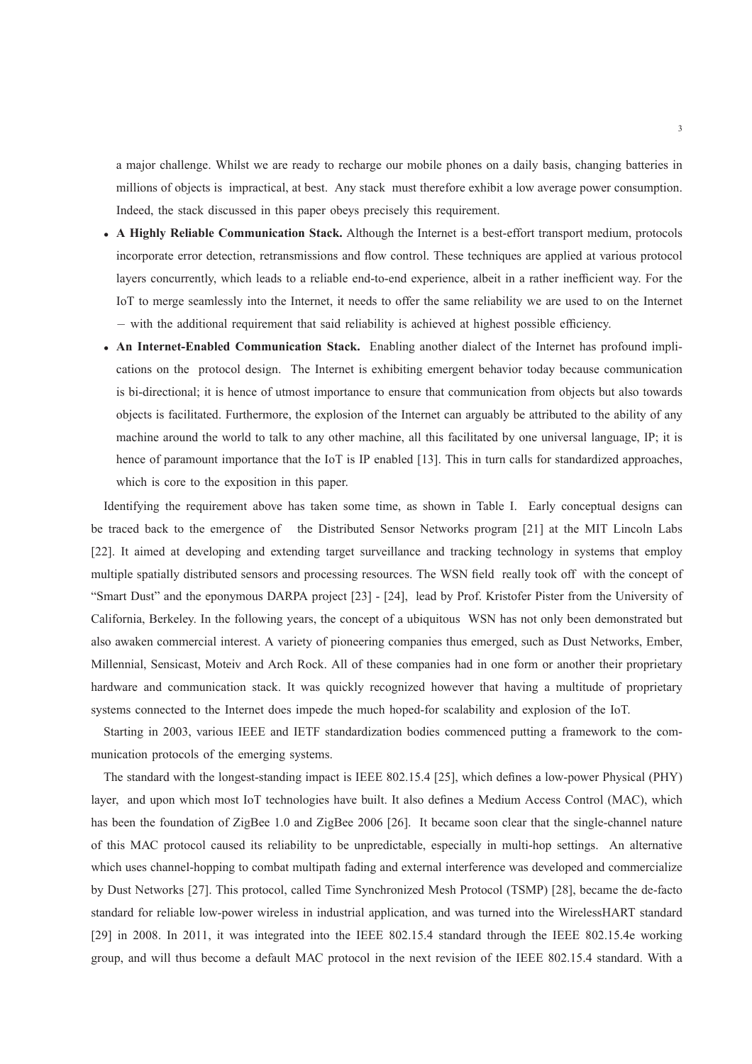a major challenge. Whilst we are ready to recharge our mobile phones on a daily basis, changing batteries in millions of objects is impractical, at best. Any stack must therefore exhibit a low average power consumption. Indeed, the stack discussed in this paper obeys precisely this requirement.

- **A Highly Reliable Communication Stack.** Although the Internet is a best-effort transport medium, protocols incorporate error detection, retransmissions and flow control. These techniques are applied at various protocol layers concurrently, which leads to a reliable end-to-end experience, albeit in a rather inefficient way. For the IoT to merge seamlessly into the Internet, it needs to offer the same reliability we are used to on the Internet − with the additional requirement that said reliability is achieved at highest possible efficiency.
- **An Internet-Enabled Communication Stack.** Enabling another dialect of the Internet has profound implications on the protocol design. The Internet is exhibiting emergent behavior today because communication is bi-directional; it is hence of utmost importance to ensure that communication from objects but also towards objects is facilitated. Furthermore, the explosion of the Internet can arguably be attributed to the ability of any machine around the world to talk to any other machine, all this facilitated by one universal language, IP; it is hence of paramount importance that the IoT is IP enabled [13]. This in turn calls for standardized approaches, which is core to the exposition in this paper.

Identifying the requirement above has taken some time, as shown in Table I. Early conceptual designs can be traced back to the emergence of the Distributed Sensor Networks program [21] at the MIT Lincoln Labs [22]. It aimed at developing and extending target surveillance and tracking technology in systems that employ multiple spatially distributed sensors and processing resources. The WSN field really took off with the concept of "Smart Dust" and the eponymous DARPA project [23] - [24], lead by Prof. Kristofer Pister from the University of California, Berkeley. In the following years, the concept of a ubiquitous WSN has not only been demonstrated but also awaken commercial interest. A variety of pioneering companies thus emerged, such as Dust Networks, Ember, Millennial, Sensicast, Moteiv and Arch Rock. All of these companies had in one form or another their proprietary hardware and communication stack. It was quickly recognized however that having a multitude of proprietary systems connected to the Internet does impede the much hoped-for scalability and explosion of the IoT.

Starting in 2003, various IEEE and IETF standardization bodies commenced putting a framework to the communication protocols of the emerging systems.

The standard with the longest-standing impact is IEEE 802.15.4 [25], which defines a low-power Physical (PHY) layer, and upon which most IoT technologies have built. It also defines a Medium Access Control (MAC), which has been the foundation of ZigBee 1.0 and ZigBee 2006 [26]. It became soon clear that the single-channel nature of this MAC protocol caused its reliability to be unpredictable, especially in multi-hop settings. An alternative which uses channel-hopping to combat multipath fading and external interference was developed and commercialize by Dust Networks [27]. This protocol, called Time Synchronized Mesh Protocol (TSMP) [28], became the de-facto standard for reliable low-power wireless in industrial application, and was turned into the WirelessHART standard [29] in 2008. In 2011, it was integrated into the IEEE 802.15.4 standard through the IEEE 802.15.4e working group, and will thus become a default MAC protocol in the next revision of the IEEE 802.15.4 standard. With a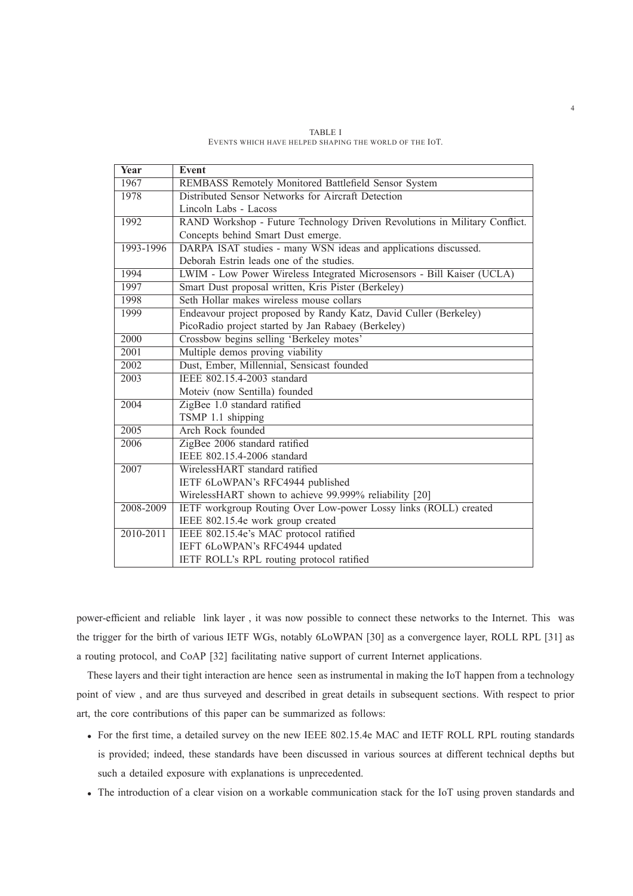TABLE I
EVENTS WHICH HAVE HELPED SHAPING THE WORLD OF THE IOT.

| Year | Event |
|---|---|
| 1967 | REMBASS Remotely Monitored Battlefield Sensor System |
| 1978 | Distributed Sensor Networks for Aircraft Detection<br>Lincoln Labs - Lacoss |
| 1992 | RAND Workshop - Future Technology Driven Revolutions in Military Conflict.<br>Concepts behind Smart Dust emerge. |
| 1993-1996 | DARPA ISAT studies - many WSN ideas and applications discussed.<br>Deborah Estrin leads one of the studies. |
| 1994 | LWIM - Low Power Wireless Integrated Microsensors - Bill Kaiser (UCLA) |
| 1997 | Smart Dust proposal written, Kris Pister (Berkeley) |
| 1998 | Seth Hollar makes wireless mouse collars |
| 1999 | Endeavour project proposed by Randy Katz, David Culler (Berkeley)<br>PicoRadio project started by Jan Rabaey (Berkeley) |
| 2000 | Crossbow begins selling 'Berkeley motes' |
| 2001 | Multiple demos proving viability |
| 2002 | Dust, Ember, Millennial, Sensicast founded |
| 2003 | IEEE 802.15.4-2003 standard<br>Moteiv (now Sentilla) founded |
| 2004 | ZigBee 1.0 standard ratified<br>TSMP 1.1 shipping |
| 2005 | Arch Rock founded |
| 2006 | ZigBee 2006 standard ratified<br>IEEE 802.15.4-2006 standard |
| 2007 | WirelessHART standard ratified<br>IETF 6LoWPAN's RFC4944 published<br>WirelessHART shown to achieve 99.999% reliability [20] |
| 2008-2009 | IETF workgroup Routing Over Low-power Lossy links (ROLL) created<br>IEEE 802.15.4e work group created |
| 2010-2011 | IEEE 802.15.4e's MAC protocol ratified<br>IEFT 6LoWPAN's RFC4944 updated<br>IETF ROLL's RPL routing protocol ratified |

power-efficient and reliable link layer , it was now possible to connect these networks to the Internet. This was the trigger for the birth of various IETF WGs, notably 6LoWPAN [30] as a convergence layer, ROLL RPL [31] as a routing protocol, and CoAP [32] facilitating native support of current Internet applications.

These layers and their tight interaction are hence seen as instrumental in making the IoT happen from a technology point of view , and are thus surveyed and described in great details in subsequent sections. With respect to prior art, the core contributions of this paper can be summarized as follows:

- For the first time, a detailed survey on the new IEEE 802.15.4e MAC and IETF ROLL RPL routing standards is provided; indeed, these standards have been discussed in various sources at different technical depths but such a detailed exposure with explanations is unprecedented.
- The introduction of a clear vision on a workable communication stack for the IoT using proven standards and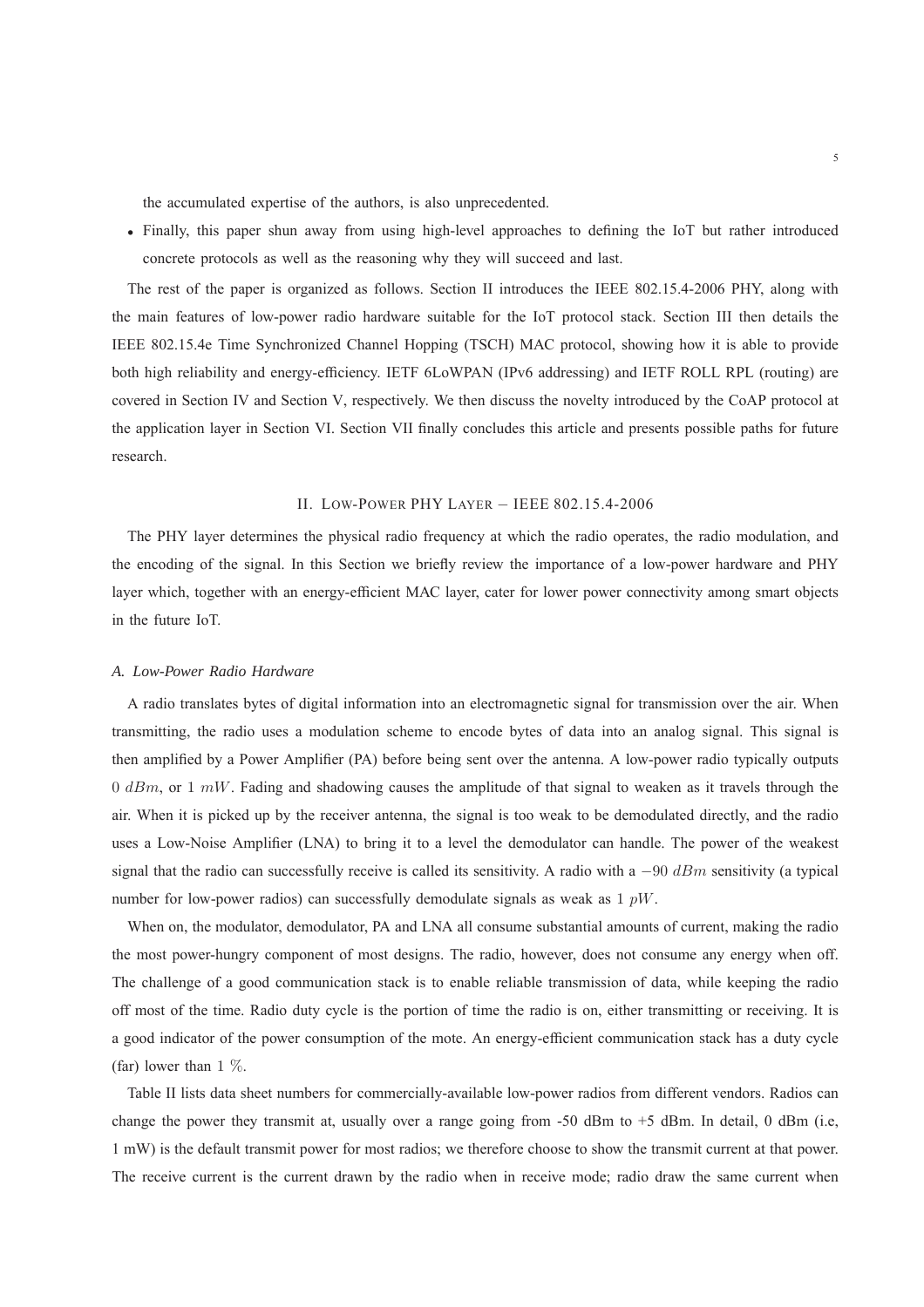the accumulated expertise of the authors, is also unprecedented.

- Finally, this paper shun away from using high-level approaches to defining the IoT but rather introduced concrete protocols as well as the reasoning why they will succeed and last.

The rest of the paper is organized as follows. Section II introduces the IEEE 802.15.4-2006 PHY, along with the main features of low-power radio hardware suitable for the IoT protocol stack. Section III then details the IEEE 802.15.4e Time Synchronized Channel Hopping (TSCH) MAC protocol, showing how it is able to provide both high reliability and energy-efficiency. IETF 6LoWPAN (IPv6 addressing) and IETF ROLL RPL (routing) are covered in Section IV and Section V, respectively. We then discuss the novelty introduced by the CoAP protocol at the application layer in Section VI. Section VII finally concludes this article and presents possible paths for future research.

## II. Low-Power PHY Layer – IEEE 802.15.4-2006

The PHY layer determines the physical radio frequency at which the radio operates, the radio modulation, and the encoding of the signal. In this Section we briefly review the importance of a low-power hardware and PHY layer which, together with an energy-efficient MAC layer, cater for lower power connectivity among smart objects in the future IoT.

### *A. Low-Power Radio Hardware*

A radio translates bytes of digital information into an electromagnetic signal for transmission over the air. When transmitting, the radio uses a modulation scheme to encode bytes of data into an analog signal. This signal is then amplified by a Power Amplifier (PA) before being sent over the antenna. A low-power radio typically outputs $0\ dBm$, or $1\ mW$. Fading and shadowing causes the amplitude of that signal to weaken as it travels through the air. When it is picked up by the receiver antenna, the signal is too weak to be demodulated directly, and the radio uses a Low-Noise Amplifier (LNA) to bring it to a level the demodulator can handle. The power of the weakest signal that the radio can successfully receive is called its sensitivity. A radio with a $-90\ dBm$ sensitivity (a typical number for low-power radios) can successfully demodulate signals as weak as $1\ pW$.

When on, the modulator, demodulator, PA and LNA all consume substantial amounts of current, making the radio the most power-hungry component of most designs. The radio, however, does not consume any energy when off. The challenge of a good communication stack is to enable reliable transmission of data, while keeping the radio off most of the time. Radio duty cycle is the portion of time the radio is on, either transmitting or receiving. It is a good indicator of the power consumption of the mote. An energy-efficient communication stack has a duty cycle (far) lower than $1\ \%$.

Table II lists data sheet numbers for commercially-available low-power radios from different vendors. Radios can change the power they transmit at, usually over a range going from -50 dBm to +5 dBm. In detail, 0 dBm (i.e, 1 mW) is the default transmit power for most radios; we therefore choose to show the transmit current at that power. The receive current is the current drawn by the radio when in receive mode; radio draw the same current when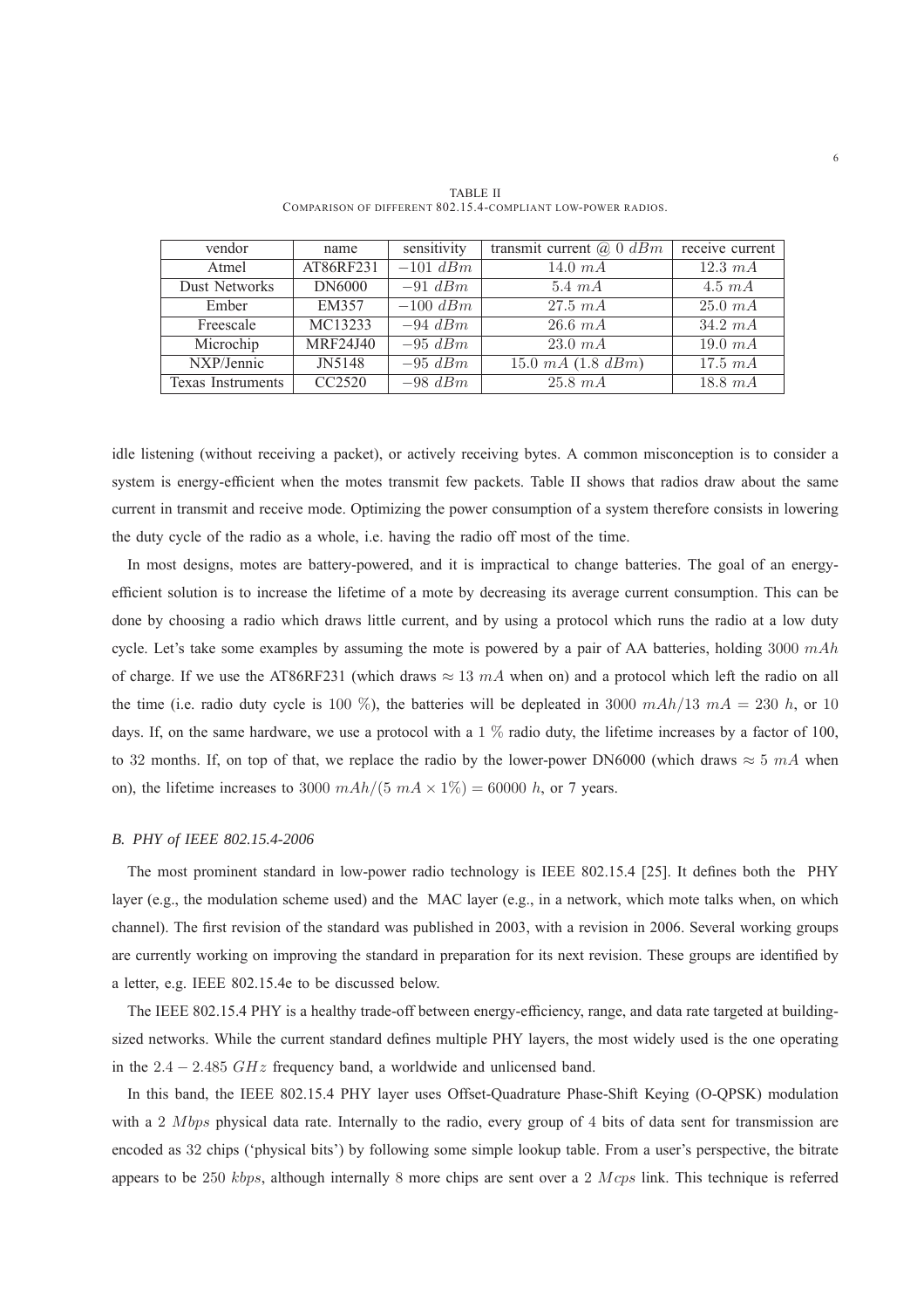TABLE II
COMPARISON OF DIFFERENT 802.15.4-COMPLIANT LOW-POWER RADIOS.

| vendor | name | sensitivity | transmit current @ $0\ dBm$ | receive current |
|---|---|---|---|---|
| Atmel | AT86RF231 | $-101\ dBm$ | $14.0\ mA$ | $12.3\ mA$ |
| Dust Networks | DN6000 | $-91\ dBm$ | $5.4\ mA$ | $4.5\ mA$ |
| Ember | EM357 | $-100\ dBm$ | $27.5\ mA$ | $25.0\ mA$ |
| Freescale | MC13233 | $-94\ dBm$ | $26.6\ mA$ | $34.2\ mA$ |
| Microchip | MRF24J40 | $-95\ dBm$ | $23.0\ mA$ | $19.0\ mA$ |
| NXP/Jennic | JN5148 | $-95\ dBm$ | $15.0\ mA$ ($1.8\ dBm$) | $17.5\ mA$ |
| Texas Instruments | CC2520 | $-98\ dBm$ | $25.8\ mA$ | $18.8\ mA$ |

idle listening (without receiving a packet), or actively receiving bytes. A common misconception is to consider a system is energy-efficient when the motes transmit few packets. Table II shows that radios draw about the same current in transmit and receive mode. Optimizing the power consumption of a system therefore consists in lowering the duty cycle of the radio as a whole, i.e. having the radio off most of the time.

In most designs, motes are battery-powered, and it is impractical to change batteries. The goal of an energy-efficient solution is to increase the lifetime of a mote by decreasing its average current consumption. This can be done by choosing a radio which draws little current, and by using a protocol which runs the radio at a low duty cycle. Let's take some examples by assuming the mote is powered by a pair of AA batteries, holding $3000\ mAh$ of charge. If we use the AT86RF231 (which draws $\approx 13\ mA$ when on) and a protocol which left the radio on all the time (i.e. radio duty cycle is $100\ \%$), the batteries will be depleated in $3000\ mAh/13\ mA = 230\ h$, or 10 days. If, on the same hardware, we use a protocol with a $1\ \%$ radio duty, the lifetime increases by a factor of 100, to 32 months. If, on top of that, we replace the radio by the lower-power DN6000 (which draws $\approx 5\ mA$ when on), the lifetime increases to $3000\ mAh/(5\ mA \times 1\%) = 60000\ h$, or 7 years.

### B. PHY of IEEE 802.15.4-2006

The most prominent standard in low-power radio technology is IEEE 802.15.4 [25]. It defines both the PHY layer (e.g., the modulation scheme used) and the MAC layer (e.g., in a network, which mote talks when, on which channel). The first revision of the standard was published in 2003, with a revision in 2006. Several working groups are currently working on improving the standard in preparation for its next revision. These groups are identified by a letter, e.g. IEEE 802.15.4e to be discussed below.

The IEEE 802.15.4 PHY is a healthy trade-off between energy-efficiency, range, and data rate targeted at building-sized networks. While the current standard defines multiple PHY layers, the most widely used is the one operating in the $2.4 - 2.485\ GHz$ frequency band, a worldwide and unlicensed band.

In this band, the IEEE 802.15.4 PHY layer uses Offset-Quadrature Phase-Shift Keying (O-QPSK) modulation with a $2\ Mbps$ physical data rate. Internally to the radio, every group of $4$ bits of data sent for transmission are encoded as $32$ chips ('physical bits') by following some simple lookup table. From a user's perspective, the bitrate appears to be $250\ kbps$, although internally $8$ more chips are sent over a $2\ Mcps$ link. This technique is referred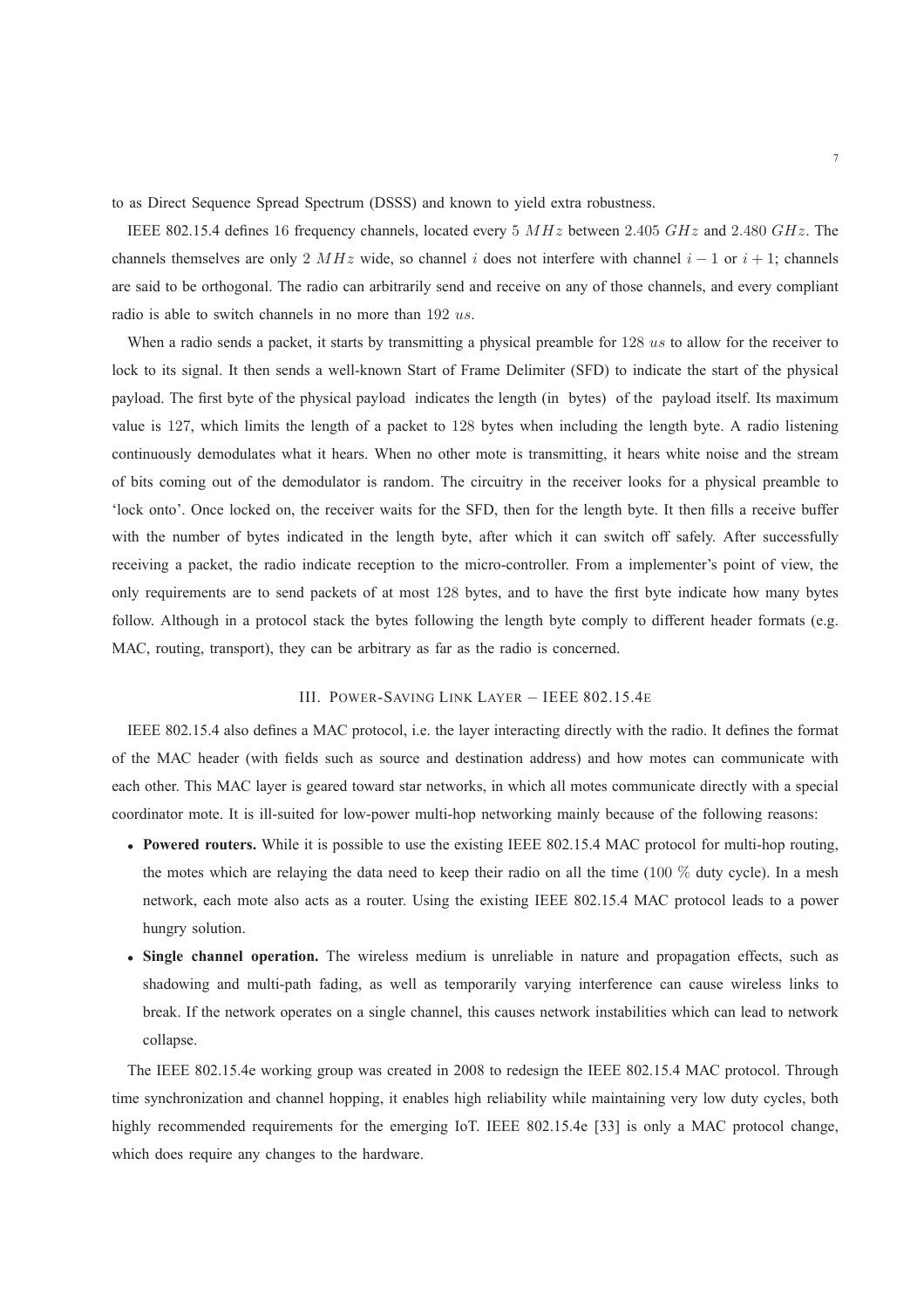to as Direct Sequence Spread Spectrum (DSSS) and known to yield extra robustness.

IEEE 802.15.4 defines 16 frequency channels, located every 5 $MHz$ between 2.405 $GHz$ and 2.480 $GHz$. The channels themselves are only 2 $MHz$ wide, so channel $i$ does not interfere with channel $i-1$ or $i+1$; channels are said to be orthogonal. The radio can arbitrarily send and receive on any of those channels, and every compliant radio is able to switch channels in no more than 192 $us$.

When a radio sends a packet, it starts by transmitting a physical preamble for 128 $us$ to allow for the receiver to lock to its signal. It then sends a well-known Start of Frame Delimiter (SFD) to indicate the start of the physical payload. The first byte of the physical payload indicates the length (in bytes) of the payload itself. Its maximum value is 127, which limits the length of a packet to 128 bytes when including the length byte. A radio listening continuously demodulates what it hears. When no other mote is transmitting, it hears white noise and the stream of bits coming out of the demodulator is random. The circuitry in the receiver looks for a physical preamble to 'lock onto'. Once locked on, the receiver waits for the SFD, then for the length byte. It then fills a receive buffer with the number of bytes indicated in the length byte, after which it can switch off safely. After successfully receiving a packet, the radio indicate reception to the micro-controller. From a implementer's point of view, the only requirements are to send packets of at most 128 bytes, and to have the first byte indicate how many bytes follow. Although in a protocol stack the bytes following the length byte comply to different header formats (e.g. MAC, routing, transport), they can be arbitrary as far as the radio is concerned.

## III. Power-Saving Link Layer – IEEE 802.15.4e

IEEE 802.15.4 also defines a MAC protocol, i.e. the layer interacting directly with the radio. It defines the format of the MAC header (with fields such as source and destination address) and how motes can communicate with each other. This MAC layer is geared toward star networks, in which all motes communicate directly with a special coordinator mote. It is ill-suited for low-power multi-hop networking mainly because of the following reasons:

- **Powered routers.** While it is possible to use the existing IEEE 802.15.4 MAC protocol for multi-hop routing, the motes which are relaying the data need to keep their radio on all the time (100 % duty cycle). In a mesh network, each mote also acts as a router. Using the existing IEEE 802.15.4 MAC protocol leads to a power hungry solution.
- **Single channel operation.** The wireless medium is unreliable in nature and propagation effects, such as shadowing and multi-path fading, as well as temporarily varying interference can cause wireless links to break. If the network operates on a single channel, this causes network instabilities which can lead to network collapse.

The IEEE 802.15.4e working group was created in 2008 to redesign the IEEE 802.15.4 MAC protocol. Through time synchronization and channel hopping, it enables high reliability while maintaining very low duty cycles, both highly recommended requirements for the emerging IoT. IEEE 802.15.4e [33] is only a MAC protocol change, which does require any changes to the hardware.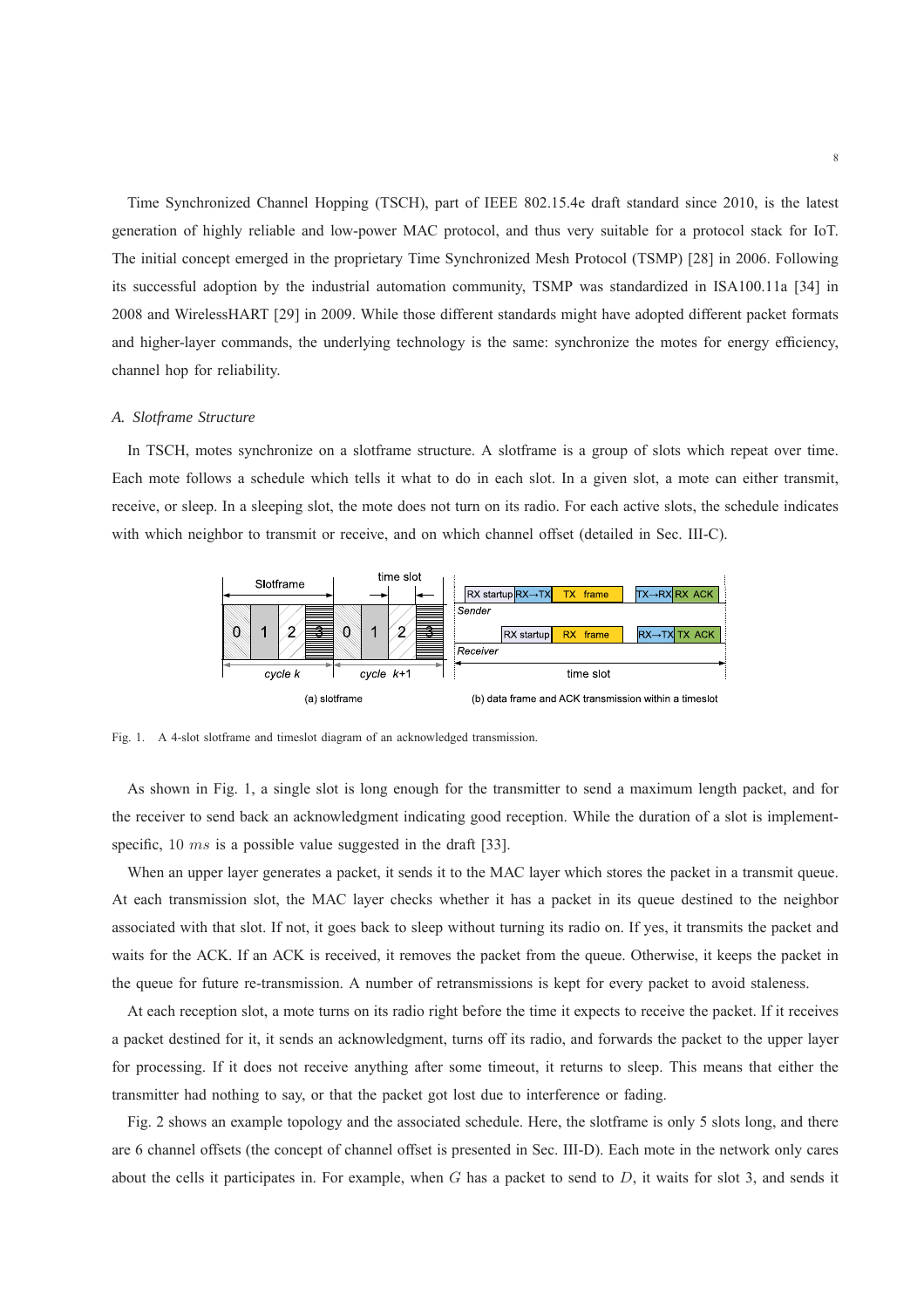Time Synchronized Channel Hopping (TSCH), part of IEEE 802.15.4e draft standard since 2010, is the latest generation of highly reliable and low-power MAC protocol, and thus very suitable for a protocol stack for IoT. The initial concept emerged in the proprietary Time Synchronized Mesh Protocol (TSMP) [28] in 2006. Following its successful adoption by the industrial automation community, TSMP was standardized in ISA100.11a [34] in 2008 and WirelessHART [29] in 2009. While those different standards might have adopted different packet formats and higher-layer commands, the underlying technology is the same: synchronize the motes for energy efficiency, channel hop for reliability.

### A. Slotframe Structure

In TSCH, motes synchronize on a slotframe structure. A slotframe is a group of slots which repeat over time. Each mote follows a schedule which tells it what to do in each slot. In a given slot, a mote can either transmit, receive, or sleep. In a sleeping slot, the mote does not turn on its radio. For each active slots, the schedule indicates with which neighbor to transmit or receive, and on which channel offset (detailed in Sec. III-C).

Fig. 1. A 4-slot slotframe and timeslot diagram of an acknowledged transmission.

As shown in Fig. 1, a single slot is long enough for the transmitter to send a maximum length packet, and for the receiver to send back an acknowledgment indicating good reception. While the duration of a slot is implement-specific, $10\ ms$ is a possible value suggested in the draft [33].

When an upper layer generates a packet, it sends it to the MAC layer which stores the packet in a transmit queue. At each transmission slot, the MAC layer checks whether it has a packet in its queue destined to the neighbor associated with that slot. If not, it goes back to sleep without turning its radio on. If yes, it transmits the packet and waits for the ACK. If an ACK is received, it removes the packet from the queue. Otherwise, it keeps the packet in the queue for future re-transmission. A number of retransmissions is kept for every packet to avoid staleness.

At each reception slot, a mote turns on its radio right before the time it expects to receive the packet. If it receives a packet destined for it, it sends an acknowledgment, turns off its radio, and forwards the packet to the upper layer for processing. If it does not receive anything after some timeout, it returns to sleep. This means that either the transmitter had nothing to say, or that the packet got lost due to interference or fading.

Fig. 2 shows an example topology and the associated schedule. Here, the slotframe is only 5 slots long, and there are 6 channel offsets (the concept of channel offset is presented in Sec. III-D). Each mote in the network only cares about the cells it participates in. For example, when $G$ has a packet to send to $D$, it waits for slot 3, and sends it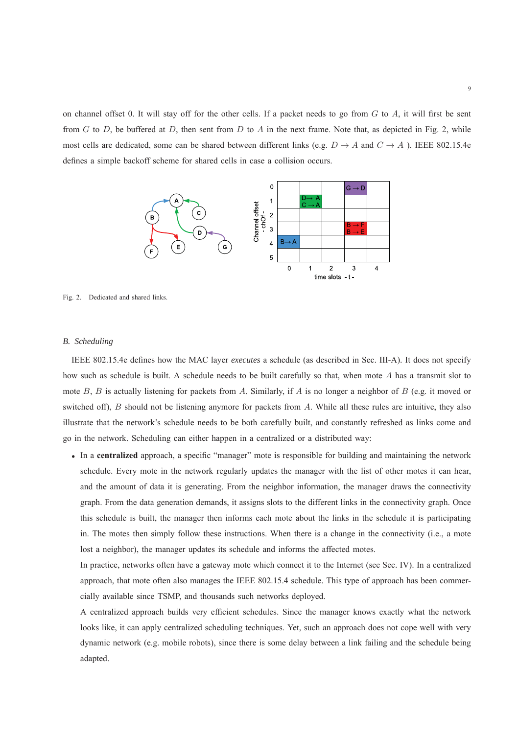on channel offset 0. It will stay off for the other cells. If a packet needs to go from $G$ to $A$, it will first be sent from $G$ to $D$, be buffered at $D$, then sent from $D$ to $A$ in the next frame. Note that, as depicted in Fig. 2, while most cells are dedicated, some can be shared between different links (e.g. $D \rightarrow A$ and $C \rightarrow A$ ). IEEE 802.15.4e defines a simple backoff scheme for shared cells in case a collision occurs.

Fig. 2. Dedicated and shared links.

### B. Scheduling

IEEE 802.15.4e defines how the MAC layer *executes* a schedule (as described in Sec. III-A). It does not specify how such as schedule is built. A schedule needs to be built carefully so that, when mote $A$ has a transmit slot to mote $B$, $B$ is actually listening for packets from $A$. Similarly, if $A$ is no longer a neighbor of $B$ (e.g. it moved or switched off), $B$ should not be listening anymore for packets from $A$. While all these rules are intuitive, they also illustrate that the network's schedule needs to be both carefully built, and constantly refreshed as links come and go in the network. Scheduling can either happen in a centralized or a distributed way:

- In a **centralized** approach, a specific "manager" mote is responsible for building and maintaining the network schedule. Every mote in the network regularly updates the manager with the list of other motes it can hear, and the amount of data it is generating. From the neighbor information, the manager draws the connectivity graph. From the data generation demands, it assigns slots to the different links in the connectivity graph. Once this schedule is built, the manager then informs each mote about the links in the schedule it is participating in. The motes then simply follow these instructions. When there is a change in the connectivity (i.e., a mote lost a neighbor), the manager updates its schedule and informs the affected motes.

  In practice, networks often have a gateway mote which connect it to the Internet (see Sec. IV). In a centralized approach, that mote often also manages the IEEE 802.15.4 schedule. This type of approach has been commercially available since TSMP, and thousands such networks deployed.

  A centralized approach builds very efficient schedules. Since the manager knows exactly what the network looks like, it can apply centralized scheduling techniques. Yet, such an approach does not cope well with very dynamic network (e.g. mobile robots), since there is some delay between a link failing and the schedule being adapted.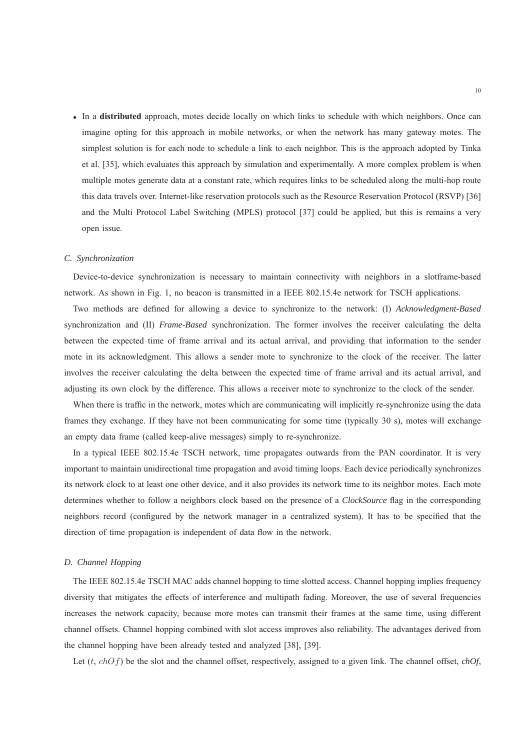- In a **distributed** approach, motes decide locally on which links to schedule with which neighbors. Once can imagine opting for this approach in mobile networks, or when the network has many gateway motes. The simplest solution is for each node to schedule a link to each neighbor. This is the approach adopted by Tinka et al. [35], which evaluates this approach by simulation and experimentally. A more complex problem is when multiple motes generate data at a constant rate, which requires links to be scheduled along the multi-hop route this data travels over. Internet-like reservation protocols such as the Resource Reservation Protocol (RSVP) [36] and the Multi Protocol Label Switching (MPLS) protocol [37] could be applied, but this is remains a very open issue.

### *C. Synchronization*

Device-to-device synchronization is necessary to maintain connectivity with neighbors in a slotframe-based network. As shown in Fig. 1, no beacon is transmitted in a IEEE 802.15.4e network for TSCH applications.

Two methods are defined for allowing a device to synchronize to the network: (I) *Acknowledgment-Based* synchronization and (II) *Frame-Based* synchronization. The former involves the receiver calculating the delta between the expected time of frame arrival and its actual arrival, and providing that information to the sender mote in its acknowledgment. This allows a sender mote to synchronize to the clock of the receiver. The latter involves the receiver calculating the delta between the expected time of frame arrival and its actual arrival, and adjusting its own clock by the difference. This allows a receiver mote to synchronize to the clock of the sender.

When there is traffic in the network, motes which are communicating will implicitly re-synchronize using the data frames they exchange. If they have not been communicating for some time (typically 30 s), motes will exchange an empty data frame (called keep-alive messages) simply to re-synchronize.

In a typical IEEE 802.15.4e TSCH network, time propagates outwards from the PAN coordinator. It is very important to maintain unidirectional time propagation and avoid timing loops. Each device periodically synchronizes its network clock to at least one other device, and it also provides its network time to its neighbor motes. Each mote determines whether to follow a neighbors clock based on the presence of a *ClockSource* flag in the corresponding neighbors record (configured by the network manager in a centralized system). It has to be specified that the direction of time propagation is independent of data flow in the network.

### *D. Channel Hopping*

The IEEE 802.15.4e TSCH MAC adds channel hopping to time slotted access. Channel hopping implies frequency diversity that mitigates the effects of interference and multipath fading. Moreover, the use of several frequencies increases the network capacity, because more motes can transmit their frames at the same time, using different channel offsets. Channel hopping combined with slot access improves also reliability. The advantages derived from the channel hopping have been already tested and analyzed [38], [39].

Let ($t$, $chOf$) be the slot and the channel offset, respectively, assigned to a given link. The channel offset, *chOf*,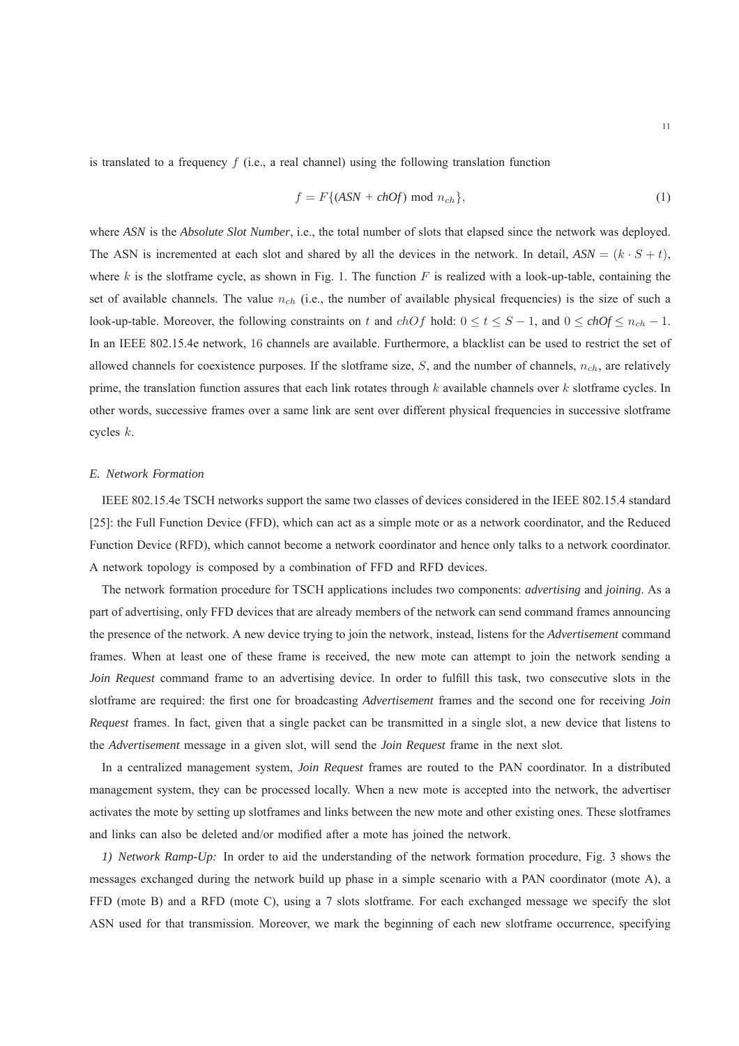is translated to a frequency $f$ (i.e., a real channel) using the following translation function

$$f = F\{(\textit{ASN} + \textit{chOf}) \bmod n_{ch}\}, \tag{1}$$

where *ASN* is the *Absolute Slot Number*, i.e., the total number of slots that elapsed since the network was deployed. The ASN is incremented at each slot and shared by all the devices in the network. In detail, $\textit{ASN} = (k \cdot S + t)$, where $k$ is the slotframe cycle, as shown in Fig. 1. The function $F$ is realized with a look-up-table, containing the set of available channels. The value $n_{ch}$ (i.e., the number of available physical frequencies) is the size of such a look-up-table. Moreover, the following constraints on $t$ and $chOf$ hold: $0 \leq t \leq S - 1$, and $0 \leq \textit{chOf} \leq n_{ch} - 1$. In an IEEE 802.15.4e network, 16 channels are available. Furthermore, a blacklist can be used to restrict the set of allowed channels for coexistence purposes. If the slotframe size, $S$, and the number of channels, $n_{ch}$, are relatively prime, the translation function assures that each link rotates through $k$ available channels over $k$ slotframe cycles. In other words, successive frames over a same link are sent over different physical frequencies in successive slotframe cycles $k$.

### *E. Network Formation*

IEEE 802.15.4e TSCH networks support the same two classes of devices considered in the IEEE 802.15.4 standard [25]: the Full Function Device (FFD), which can act as a simple mote or as a network coordinator, and the Reduced Function Device (RFD), which cannot become a network coordinator and hence only talks to a network coordinator. A network topology is composed by a combination of FFD and RFD devices.

The network formation procedure for TSCH applications includes two components: *advertising* and *joining*. As a part of advertising, only FFD devices that are already members of the network can send command frames announcing the presence of the network. A new device trying to join the network, instead, listens for the *Advertisement* command frames. When at least one of these frame is received, the new mote can attempt to join the network sending a *Join Request* command frame to an advertising device. In order to fulfill this task, two consecutive slots in the slotframe are required: the first one for broadcasting *Advertisement* frames and the second one for receiving *Join Request* frames. In fact, given that a single packet can be transmitted in a single slot, a new device that listens to the *Advertisement* message in a given slot, will send the *Join Request* frame in the next slot.

In a centralized management system, *Join Request* frames are routed to the PAN coordinator. In a distributed management system, they can be processed locally. When a new mote is accepted into the network, the advertiser activates the mote by setting up slotframes and links between the new mote and other existing ones. These slotframes and links can also be deleted and/or modified after a mote has joined the network.

*1) Network Ramp-Up:* In order to aid the understanding of the network formation procedure, Fig. 3 shows the messages exchanged during the network build up phase in a simple scenario with a PAN coordinator (mote A), a FFD (mote B) and a RFD (mote C), using a 7 slots slotframe. For each exchanged message we specify the slot ASN used for that transmission. Moreover, we mark the beginning of each new slotframe occurrence, specifying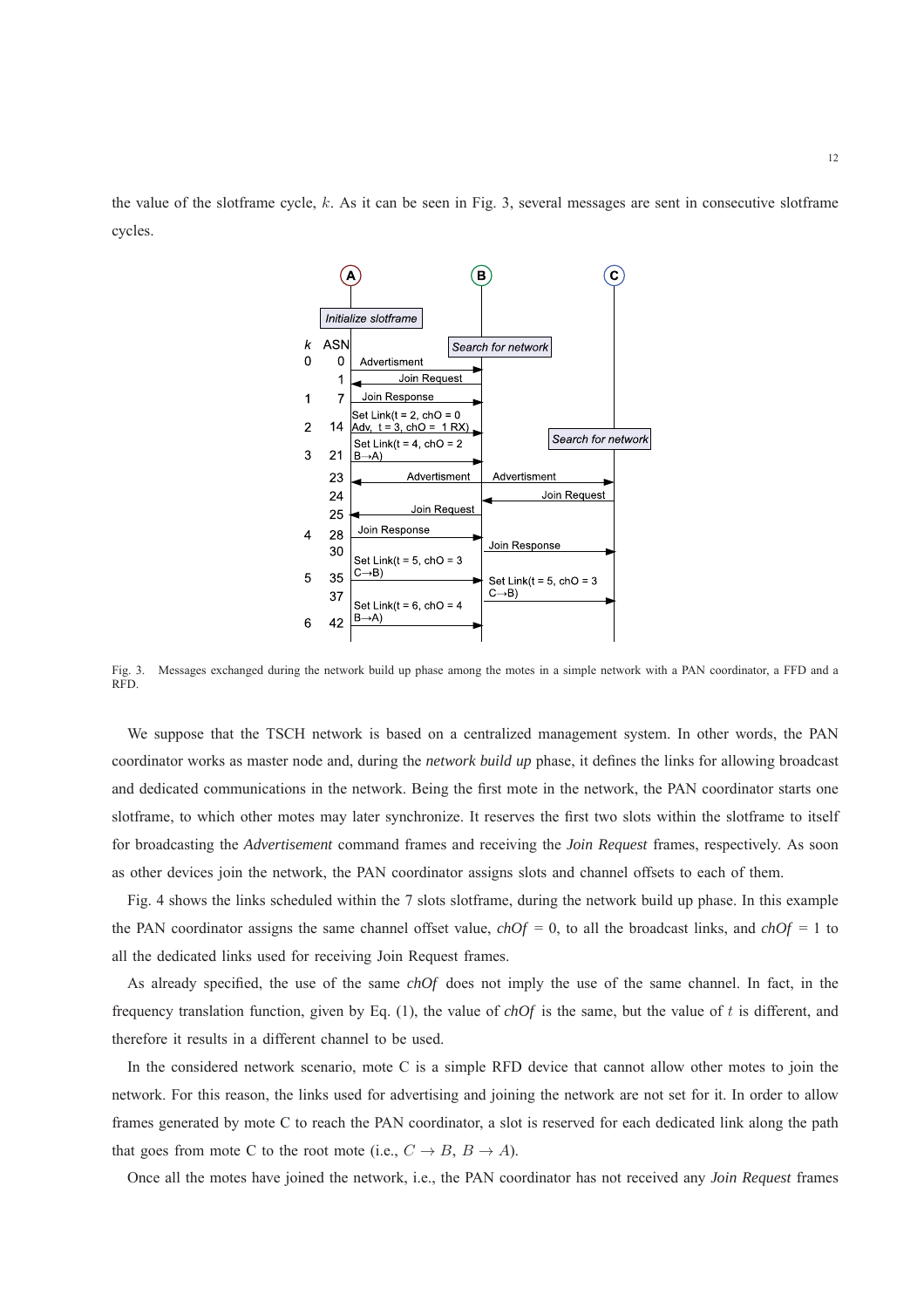the value of the slotframe cycle, $k$. As it can be seen in Fig. 3, several messages are sent in consecutive slotframe cycles.

Fig. 3. Messages exchanged during the network build up phase among the motes in a simple network with a PAN coordinator, a FFD and a RFD.

We suppose that the TSCH network is based on a centralized management system. In other words, the PAN coordinator works as master node and, during the *network build up* phase, it defines the links for allowing broadcast and dedicated communications in the network. Being the first mote in the network, the PAN coordinator starts one slotframe, to which other motes may later synchronize. It reserves the first two slots within the slotframe to itself for broadcasting the *Advertisement* command frames and receiving the *Join Request* frames, respectively. As soon as other devices join the network, the PAN coordinator assigns slots and channel offsets to each of them.

Fig. 4 shows the links scheduled within the 7 slots slotframe, during the network build up phase. In this example the PAN coordinator assigns the same channel offset value, *chOf* = 0, to all the broadcast links, and *chOf* = 1 to all the dedicated links used for receiving Join Request frames.

As already specified, the use of the same *chOf* does not imply the use of the same channel. In fact, in the frequency translation function, given by Eq. (1), the value of *chOf* is the same, but the value of $t$ is different, and therefore it results in a different channel to be used.

In the considered network scenario, mote C is a simple RFD device that cannot allow other motes to join the network. For this reason, the links used for advertising and joining the network are not set for it. In order to allow frames generated by mote C to reach the PAN coordinator, a slot is reserved for each dedicated link along the path that goes from mote C to the root mote (i.e., $C \rightarrow B$, $B \rightarrow A$).

Once all the motes have joined the network, i.e., the PAN coordinator has not received any *Join Request* frames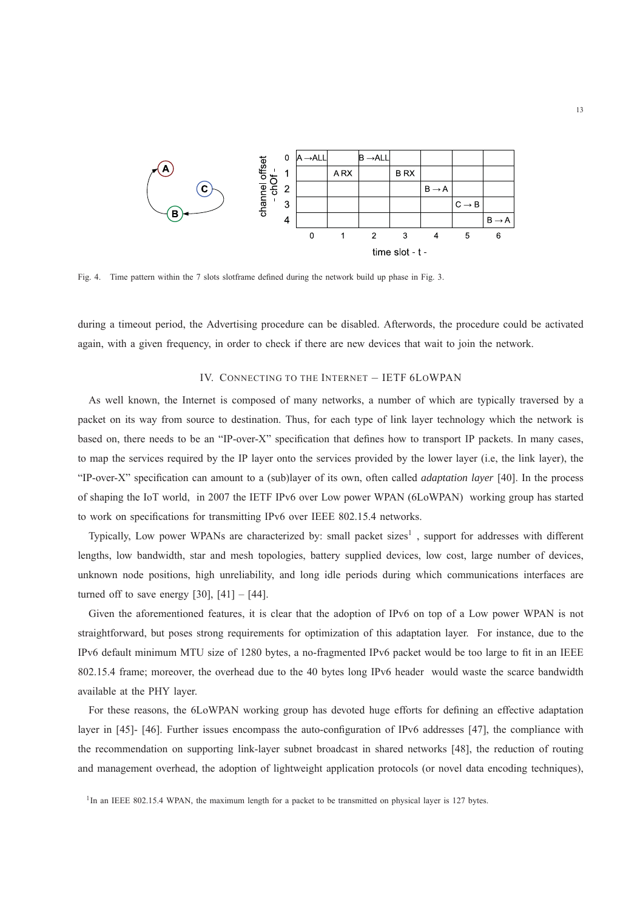| chOf \ t | 0 | 1 | 2 | 3 | 4 | 5 | 6 |
|---|---|---|---|---|---|---|---|
| 0 | A → ALL | | B → ALL | | | | |
| 1 | | A RX | | B RX | | | |
| 2 | | | | | B → A | | |
| 3 | | | | | | C → B | |
| 4 | | | | | | | B → A |

Fig. 4. Time pattern within the 7 slots slotframe defined during the network build up phase in Fig. 3.

during a timeout period, the Advertising procedure can be disabled. Afterwords, the procedure could be activated again, with a given frequency, in order to check if there are new devices that wait to join the network.

## IV. Connecting to the Internet – IETF 6LoWPAN

As well known, the Internet is composed of many networks, a number of which are typically traversed by a packet on its way from source to destination. Thus, for each type of link layer technology which the network is based on, there needs to be an "IP-over-X" specification that defines how to transport IP packets. In many cases, to map the services required by the IP layer onto the services provided by the lower layer (i.e, the link layer), the "IP-over-X" specification can amount to a (sub)layer of its own, often called *adaptation layer* [40]. In the process of shaping the IoT world, in 2007 the IETF IPv6 over Low power WPAN (6LoWPAN) working group has started to work on specifications for transmitting IPv6 over IEEE 802.15.4 networks.

Typically, Low power WPANs are characterized by: small packet sizes[1] , support for addresses with different lengths, low bandwidth, star and mesh topologies, battery supplied devices, low cost, large number of devices, unknown node positions, high unreliability, and long idle periods during which communications interfaces are turned off to save energy [30], [41] – [44].

Given the aforementioned features, it is clear that the adoption of IPv6 on top of a Low power WPAN is not straightforward, but poses strong requirements for optimization of this adaptation layer. For instance, due to the IPv6 default minimum MTU size of 1280 bytes, a no-fragmented IPv6 packet would be too large to fit in an IEEE 802.15.4 frame; moreover, the overhead due to the 40 bytes long IPv6 header would waste the scarce bandwidth available at the PHY layer.

For these reasons, the 6LoWPAN working group has devoted huge efforts for defining an effective adaptation layer in [45]- [46]. Further issues encompass the auto-configuration of IPv6 addresses [47], the compliance with the recommendation on supporting link-layer subnet broadcast in shared networks [48], the reduction of routing and management overhead, the adoption of lightweight application protocols (or novel data encoding techniques),

[1] In an IEEE 802.15.4 WPAN, the maximum length for a packet to be transmitted on physical layer is 127 bytes.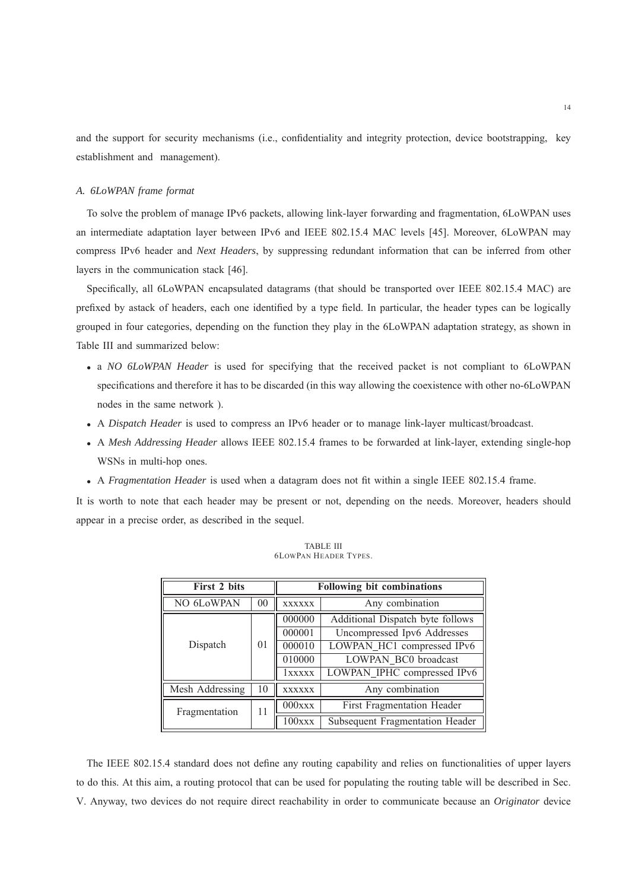and the support for security mechanisms (i.e., confidentiality and integrity protection, device bootstrapping, key establishment and management).

### *A. 6LoWPAN frame format*

To solve the problem of manage IPv6 packets, allowing link-layer forwarding and fragmentation, 6LoWPAN uses an intermediate adaptation layer between IPv6 and IEEE 802.15.4 MAC levels [45]. Moreover, 6LoWPAN may compress IPv6 header and *Next Headers*, by suppressing redundant information that can be inferred from other layers in the communication stack [46].

Specifically, all 6LoWPAN encapsulated datagrams (that should be transported over IEEE 802.15.4 MAC) are prefixed by astack of headers, each one identified by a type field. In particular, the header types can be logically grouped in four categories, depending on the function they play in the 6LoWPAN adaptation strategy, as shown in Table III and summarized below:

- a *NO 6LoWPAN Header* is used for specifying that the received packet is not compliant to 6LoWPAN specifications and therefore it has to be discarded (in this way allowing the coexistence with other no-6LoWPAN nodes in the same network ).
- A *Dispatch Header* is used to compress an IPv6 header or to manage link-layer multicast/broadcast.
- A *Mesh Addressing Header* allows IEEE 802.15.4 frames to be forwarded at link-layer, extending single-hop WSNs in multi-hop ones.
- A *Fragmentation Header* is used when a datagram does not fit within a single IEEE 802.15.4 frame.

It is worth to note that each header may be present or not, depending on the needs. Moreover, headers should appear in a precise order, as described in the sequel.

TABLE III
6LOWPAN HEADER TYPES.

| **First 2 bits** | | **Following bit combinations** | |
|---|---|---|---|
| NO 6LoWPAN | 00 | xxxxxx | Any combination |
| Dispatch | 01 | 000000 | Additional Dispatch byte follows |
| | | 000001 | Uncompressed Ipv6 Addresses |
| | | 000010 | LOWPAN_HC1 compressed IPv6 |
| | | 010000 | LOWPAN_BC0 broadcast |
| | | 1xxxxx | LOWPAN_IPHC compressed IPv6 |
| Mesh Addressing | 10 | xxxxxx | Any combination |
| Fragmentation | 11 | 000xxx | First Fragmentation Header |
| | | 100xxx | Subsequent Fragmentation Header |

The IEEE 802.15.4 standard does not define any routing capability and relies on functionalities of upper layers to do this. At this aim, a routing protocol that can be used for populating the routing table will be described in Sec. V. Anyway, two devices do not require direct reachability in order to communicate because an *Originator* device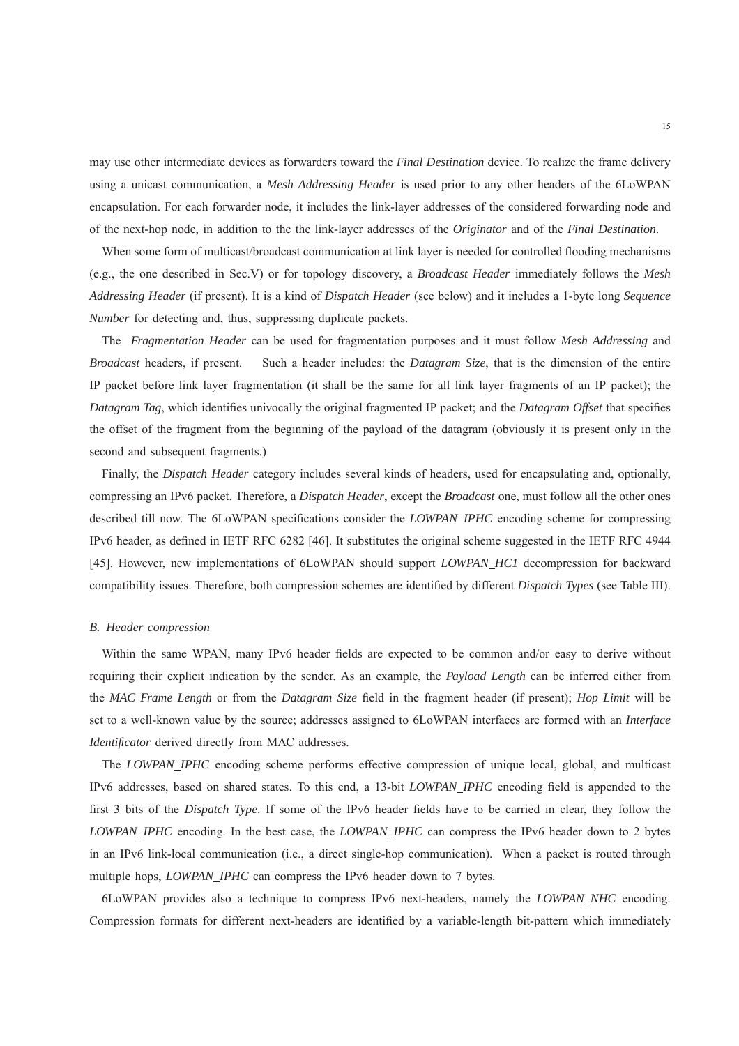may use other intermediate devices as forwarders toward the *Final Destination* device. To realize the frame delivery using a unicast communication, a *Mesh Addressing Header* is used prior to any other headers of the 6LoWPAN encapsulation. For each forwarder node, it includes the link-layer addresses of the considered forwarding node and of the next-hop node, in addition to the the link-layer addresses of the *Originator* and of the *Final Destination*.

When some form of multicast/broadcast communication at link layer is needed for controlled flooding mechanisms (e.g., the one described in Sec.V) or for topology discovery, a *Broadcast Header* immediately follows the *Mesh Addressing Header* (if present). It is a kind of *Dispatch Header* (see below) and it includes a 1-byte long *Sequence Number* for detecting and, thus, suppressing duplicate packets.

The *Fragmentation Header* can be used for fragmentation purposes and it must follow *Mesh Addressing* and *Broadcast* headers, if present. Such a header includes: the *Datagram Size*, that is the dimension of the entire IP packet before link layer fragmentation (it shall be the same for all link layer fragments of an IP packet); the *Datagram Tag*, which identifies univocally the original fragmented IP packet; and the *Datagram Offset* that specifies the offset of the fragment from the beginning of the payload of the datagram (obviously it is present only in the second and subsequent fragments.)

Finally, the *Dispatch Header* category includes several kinds of headers, used for encapsulating and, optionally, compressing an IPv6 packet. Therefore, a *Dispatch Header*, except the *Broadcast* one, must follow all the other ones described till now. The 6LoWPAN specifications consider the *LOWPAN_IPHC* encoding scheme for compressing IPv6 header, as defined in IETF RFC 6282 [46]. It substitutes the original scheme suggested in the IETF RFC 4944 [45]. However, new implementations of 6LoWPAN should support *LOWPAN_HC1* decompression for backward compatibility issues. Therefore, both compression schemes are identified by different *Dispatch Types* (see Table III).

### *B. Header compression*

Within the same WPAN, many IPv6 header fields are expected to be common and/or easy to derive without requiring their explicit indication by the sender. As an example, the *Payload Length* can be inferred either from the *MAC Frame Length* or from the *Datagram Size* field in the fragment header (if present); *Hop Limit* will be set to a well-known value by the source; addresses assigned to 6LoWPAN interfaces are formed with an *Interface Identificator* derived directly from MAC addresses.

The *LOWPAN_IPHC* encoding scheme performs effective compression of unique local, global, and multicast IPv6 addresses, based on shared states. To this end, a 13-bit *LOWPAN_IPHC* encoding field is appended to the first 3 bits of the *Dispatch Type*. If some of the IPv6 header fields have to be carried in clear, they follow the *LOWPAN_IPHC* encoding. In the best case, the *LOWPAN_IPHC* can compress the IPv6 header down to 2 bytes in an IPv6 link-local communication (i.e., a direct single-hop communication). When a packet is routed through multiple hops, *LOWPAN_IPHC* can compress the IPv6 header down to 7 bytes.

6LoWPAN provides also a technique to compress IPv6 next-headers, namely the *LOWPAN_NHC* encoding. Compression formats for different next-headers are identified by a variable-length bit-pattern which immediately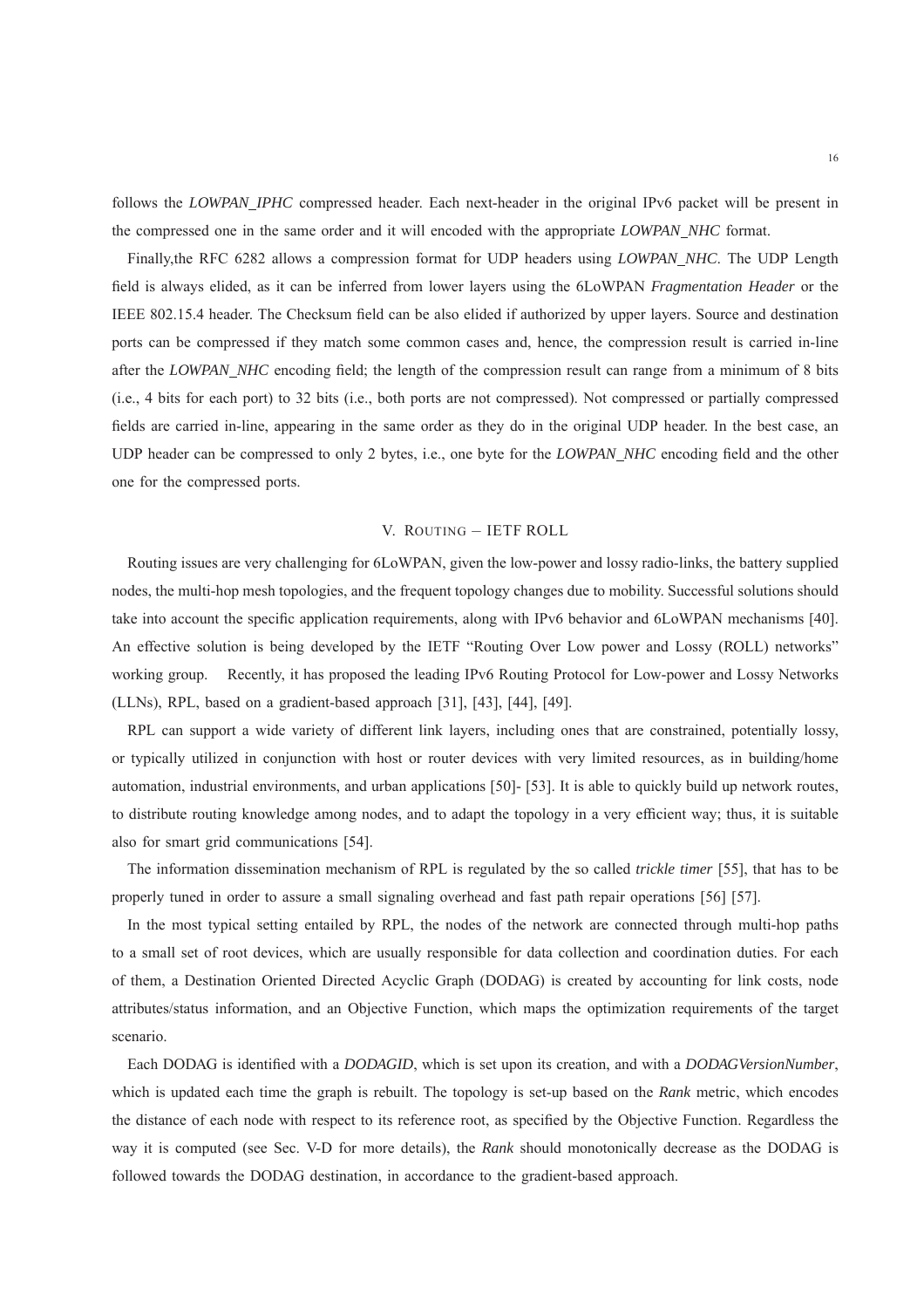follows the *LOWPAN_IPHC* compressed header. Each next-header in the original IPv6 packet will be present in the compressed one in the same order and it will encoded with the appropriate *LOWPAN_NHC* format.

Finally,the RFC 6282 allows a compression format for UDP headers using *LOWPAN_NHC*. The UDP Length field is always elided, as it can be inferred from lower layers using the 6LoWPAN *Fragmentation Header* or the IEEE 802.15.4 header. The Checksum field can be also elided if authorized by upper layers. Source and destination ports can be compressed if they match some common cases and, hence, the compression result is carried in-line after the *LOWPAN_NHC* encoding field; the length of the compression result can range from a minimum of 8 bits (i.e., 4 bits for each port) to 32 bits (i.e., both ports are not compressed). Not compressed or partially compressed fields are carried in-line, appearing in the same order as they do in the original UDP header. In the best case, an UDP header can be compressed to only 2 bytes, i.e., one byte for the *LOWPAN_NHC* encoding field and the other one for the compressed ports.

## V. Routing – IETF ROLL

Routing issues are very challenging for 6LoWPAN, given the low-power and lossy radio-links, the battery supplied nodes, the multi-hop mesh topologies, and the frequent topology changes due to mobility. Successful solutions should take into account the specific application requirements, along with IPv6 behavior and 6LoWPAN mechanisms [40]. An effective solution is being developed by the IETF "Routing Over Low power and Lossy (ROLL) networks" working group. Recently, it has proposed the leading IPv6 Routing Protocol for Low-power and Lossy Networks (LLNs), RPL, based on a gradient-based approach [31], [43], [44], [49].

RPL can support a wide variety of different link layers, including ones that are constrained, potentially lossy, or typically utilized in conjunction with host or router devices with very limited resources, as in building/home automation, industrial environments, and urban applications [50]- [53]. It is able to quickly build up network routes, to distribute routing knowledge among nodes, and to adapt the topology in a very efficient way; thus, it is suitable also for smart grid communications [54].

The information dissemination mechanism of RPL is regulated by the so called *trickle timer* [55], that has to be properly tuned in order to assure a small signaling overhead and fast path repair operations [56] [57].

In the most typical setting entailed by RPL, the nodes of the network are connected through multi-hop paths to a small set of root devices, which are usually responsible for data collection and coordination duties. For each of them, a Destination Oriented Directed Acyclic Graph (DODAG) is created by accounting for link costs, node attributes/status information, and an Objective Function, which maps the optimization requirements of the target scenario.

Each DODAG is identified with a *DODAGID*, which is set upon its creation, and with a *DODAGVersionNumber*, which is updated each time the graph is rebuilt. The topology is set-up based on the *Rank* metric, which encodes the distance of each node with respect to its reference root, as specified by the Objective Function. Regardless the way it is computed (see Sec. V-D for more details), the *Rank* should monotonically decrease as the DODAG is followed towards the DODAG destination, in accordance to the gradient-based approach.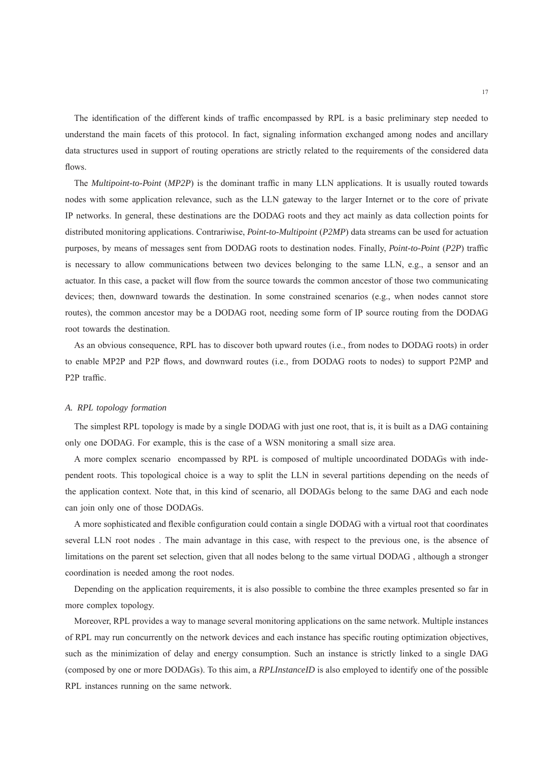The identification of the different kinds of traffic encompassed by RPL is a basic preliminary step needed to understand the main facets of this protocol. In fact, signaling information exchanged among nodes and ancillary data structures used in support of routing operations are strictly related to the requirements of the considered data flows.

The *Multipoint-to-Point* (*MP2P*) is the dominant traffic in many LLN applications. It is usually routed towards nodes with some application relevance, such as the LLN gateway to the larger Internet or to the core of private IP networks. In general, these destinations are the DODAG roots and they act mainly as data collection points for distributed monitoring applications. Contrariwise, *Point-to-Multipoint* (*P2MP*) data streams can be used for actuation purposes, by means of messages sent from DODAG roots to destination nodes. Finally, *Point-to-Point* (*P2P*) traffic is necessary to allow communications between two devices belonging to the same LLN, e.g., a sensor and an actuator. In this case, a packet will flow from the source towards the common ancestor of those two communicating devices; then, downward towards the destination. In some constrained scenarios (e.g., when nodes cannot store routes), the common ancestor may be a DODAG root, needing some form of IP source routing from the DODAG root towards the destination.

As an obvious consequence, RPL has to discover both upward routes (i.e., from nodes to DODAG roots) in order to enable MP2P and P2P flows, and downward routes (i.e., from DODAG roots to nodes) to support P2MP and P2P traffic.

### A. RPL topology formation

The simplest RPL topology is made by a single DODAG with just one root, that is, it is built as a DAG containing only one DODAG. For example, this is the case of a WSN monitoring a small size area.

A more complex scenario encompassed by RPL is composed of multiple uncoordinated DODAGs with independent roots. This topological choice is a way to split the LLN in several partitions depending on the needs of the application context. Note that, in this kind of scenario, all DODAGs belong to the same DAG and each node can join only one of those DODAGs.

A more sophisticated and flexible configuration could contain a single DODAG with a virtual root that coordinates several LLN root nodes . The main advantage in this case, with respect to the previous one, is the absence of limitations on the parent set selection, given that all nodes belong to the same virtual DODAG , although a stronger coordination is needed among the root nodes.

Depending on the application requirements, it is also possible to combine the three examples presented so far in more complex topology.

Moreover, RPL provides a way to manage several monitoring applications on the same network. Multiple instances of RPL may run concurrently on the network devices and each instance has specific routing optimization objectives, such as the minimization of delay and energy consumption. Such an instance is strictly linked to a single DAG (composed by one or more DODAGs). To this aim, a *RPLInstanceID* is also employed to identify one of the possible RPL instances running on the same network.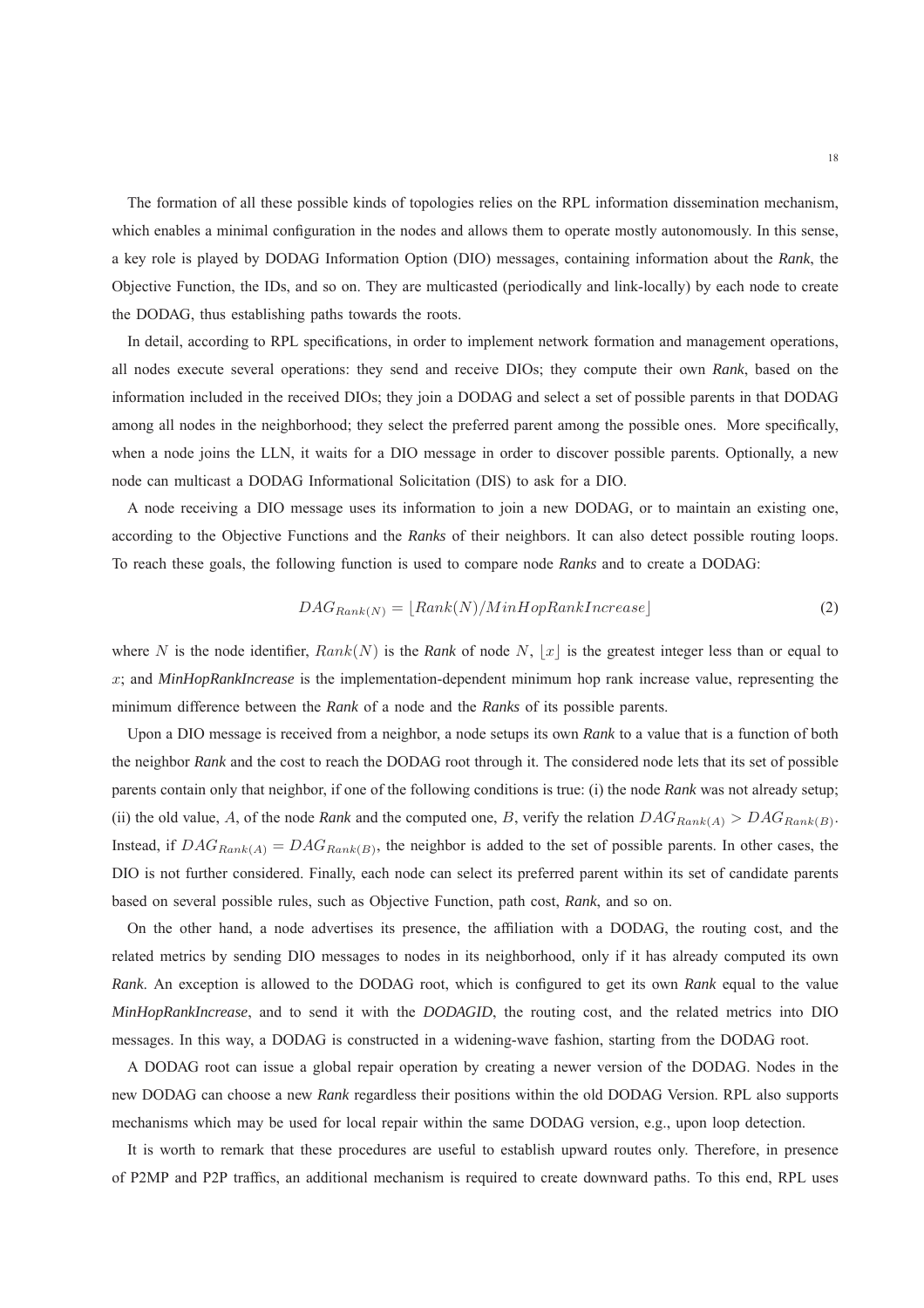The formation of all these possible kinds of topologies relies on the RPL information dissemination mechanism, which enables a minimal configuration in the nodes and allows them to operate mostly autonomously. In this sense, a key role is played by DODAG Information Option (DIO) messages, containing information about the ***Rank***, the Objective Function, the IDs, and so on. They are multicasted (periodically and link-locally) by each node to create the DODAG, thus establishing paths towards the roots.

In detail, according to RPL specifications, in order to implement network formation and management operations, all nodes execute several operations: they send and receive DIOs; they compute their own ***Rank***, based on the information included in the received DIOs; they join a DODAG and select a set of possible parents in that DODAG among all nodes in the neighborhood; they select the preferred parent among the possible ones. More specifically, when a node joins the LLN, it waits for a DIO message in order to discover possible parents. Optionally, a new node can multicast a DODAG Informational Solicitation (DIS) to ask for a DIO.

A node receiving a DIO message uses its information to join a new DODAG, or to maintain an existing one, according to the Objective Functions and the ***Ranks*** of their neighbors. It can also detect possible routing loops. To reach these goals, the following function is used to compare node ***Ranks*** and to create a DODAG:

$$DAG_{Rank(N)} = \lfloor Rank(N)/MinHopRankIncrease \rfloor \tag{2}$$

where $N$ is the node identifier, $Rank(N)$ is the ***Rank*** of node $N$, $\lfloor x \rfloor$ is the greatest integer less than or equal to $x$; and ***MinHopRankIncrease*** is the implementation-dependent minimum hop rank increase value, representing the minimum difference between the ***Rank*** of a node and the ***Ranks*** of its possible parents.

Upon a DIO message is received from a neighbor, a node setups its own ***Rank*** to a value that is a function of both the neighbor ***Rank*** and the cost to reach the DODAG root through it. The considered node lets that its set of possible parents contain only that neighbor, if one of the following conditions is true: (i) the node ***Rank*** was not already setup; (ii) the old value, $A$, of the node ***Rank*** and the computed one, $B$, verify the relation $DAG_{Rank(A)} > DAG_{Rank(B)}$. Instead, if $DAG_{Rank(A)} = DAG_{Rank(B)}$, the neighbor is added to the set of possible parents. In other cases, the DIO is not further considered. Finally, each node can select its preferred parent within its set of candidate parents based on several possible rules, such as Objective Function, path cost, ***Rank***, and so on.

On the other hand, a node advertises its presence, the affiliation with a DODAG, the routing cost, and the related metrics by sending DIO messages to nodes in its neighborhood, only if it has already computed its own ***Rank***. An exception is allowed to the DODAG root, which is configured to get its own ***Rank*** equal to the value ***MinHopRankIncrease***, and to send it with the ***DODAGID***, the routing cost, and the related metrics into DIO messages. In this way, a DODAG is constructed in a widening-wave fashion, starting from the DODAG root.

A DODAG root can issue a global repair operation by creating a newer version of the DODAG. Nodes in the new DODAG can choose a new ***Rank*** regardless their positions within the old DODAG Version. RPL also supports mechanisms which may be used for local repair within the same DODAG version, e.g., upon loop detection.

It is worth to remark that these procedures are useful to establish upward routes only. Therefore, in presence of P2MP and P2P traffics, an additional mechanism is required to create downward paths. To this end, RPL uses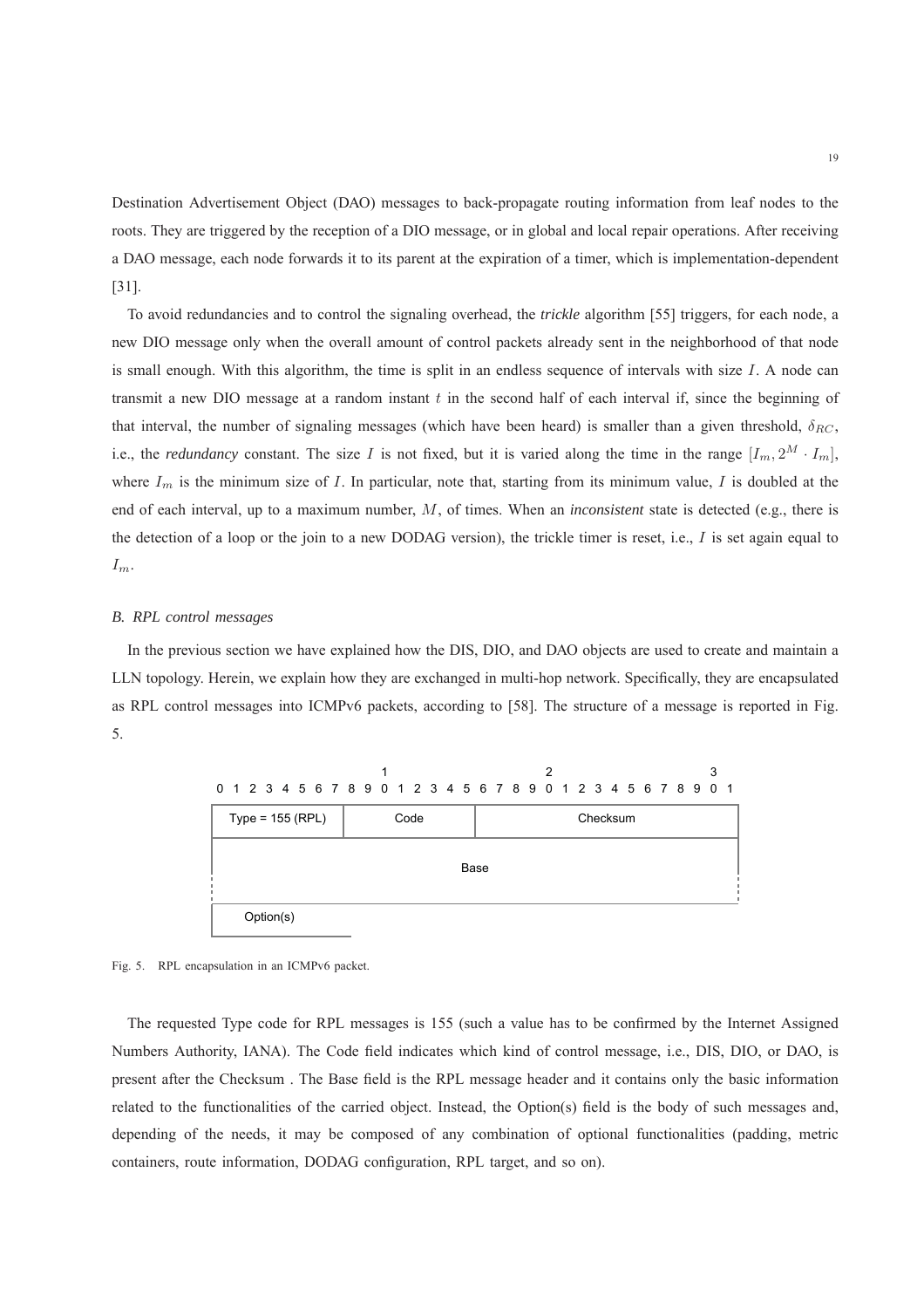Destination Advertisement Object (DAO) messages to back-propagate routing information from leaf nodes to the roots. They are triggered by the reception of a DIO message, or in global and local repair operations. After receiving a DAO message, each node forwards it to its parent at the expiration of a timer, which is implementation-dependent [31].

To avoid redundancies and to control the signaling overhead, the *trickle* algorithm [55] triggers, for each node, a new DIO message only when the overall amount of control packets already sent in the neighborhood of that node is small enough. With this algorithm, the time is split in an endless sequence of intervals with size $I$. A node can transmit a new DIO message at a random instant $t$ in the second half of each interval if, since the beginning of that interval, the number of signaling messages (which have been heard) is smaller than a given threshold, $\delta_{RC}$, i.e., the *redundancy* constant. The size $I$ is not fixed, but it is varied along the time in the range $[I_m, 2^M \cdot I_m]$, where $I_m$ is the minimum size of $I$. In particular, note that, starting from its minimum value, $I$ is doubled at the end of each interval, up to a maximum number, $M$, of times. When an *inconsistent* state is detected (e.g., there is the detection of a loop or the join to a new DODAG version), the trickle timer is reset, i.e., $I$ is set again equal to $I_m$.

### B. RPL control messages

In the previous section we have explained how the DIS, DIO, and DAO objects are used to create and maintain a LLN topology. Herein, we explain how they are exchanged in multi-hop network. Specifically, they are encapsulated as RPL control messages into ICMPv6 packets, according to [58]. The structure of a message is reported in Fig. 5.

```
                    1                   2                   3
0 1 2 3 4 5 6 7 8 9 0 1 2 3 4 5 6 7 8 9 0 1 2 3 4 5 6 7 8 9 0 1
+---------------+---------------+-------------------------------+
| Type = 155 (RPL)|    Code     |           Checksum            |
+---------------+---------------+-------------------------------+
|                                                               |
|                             Base                              |
:                                                               :
+---------------------------------------------------------------+
|   Option(s)
+-----------------
```

Fig. 5. RPL encapsulation in an ICMPv6 packet.

The requested Type code for RPL messages is 155 (such a value has to be confirmed by the Internet Assigned Numbers Authority, IANA). The Code field indicates which kind of control message, i.e., DIS, DIO, or DAO, is present after the Checksum . The Base field is the RPL message header and it contains only the basic information related to the functionalities of the carried object. Instead, the Option(s) field is the body of such messages and, depending of the needs, it may be composed of any combination of optional functionalities (padding, metric containers, route information, DODAG configuration, RPL target, and so on).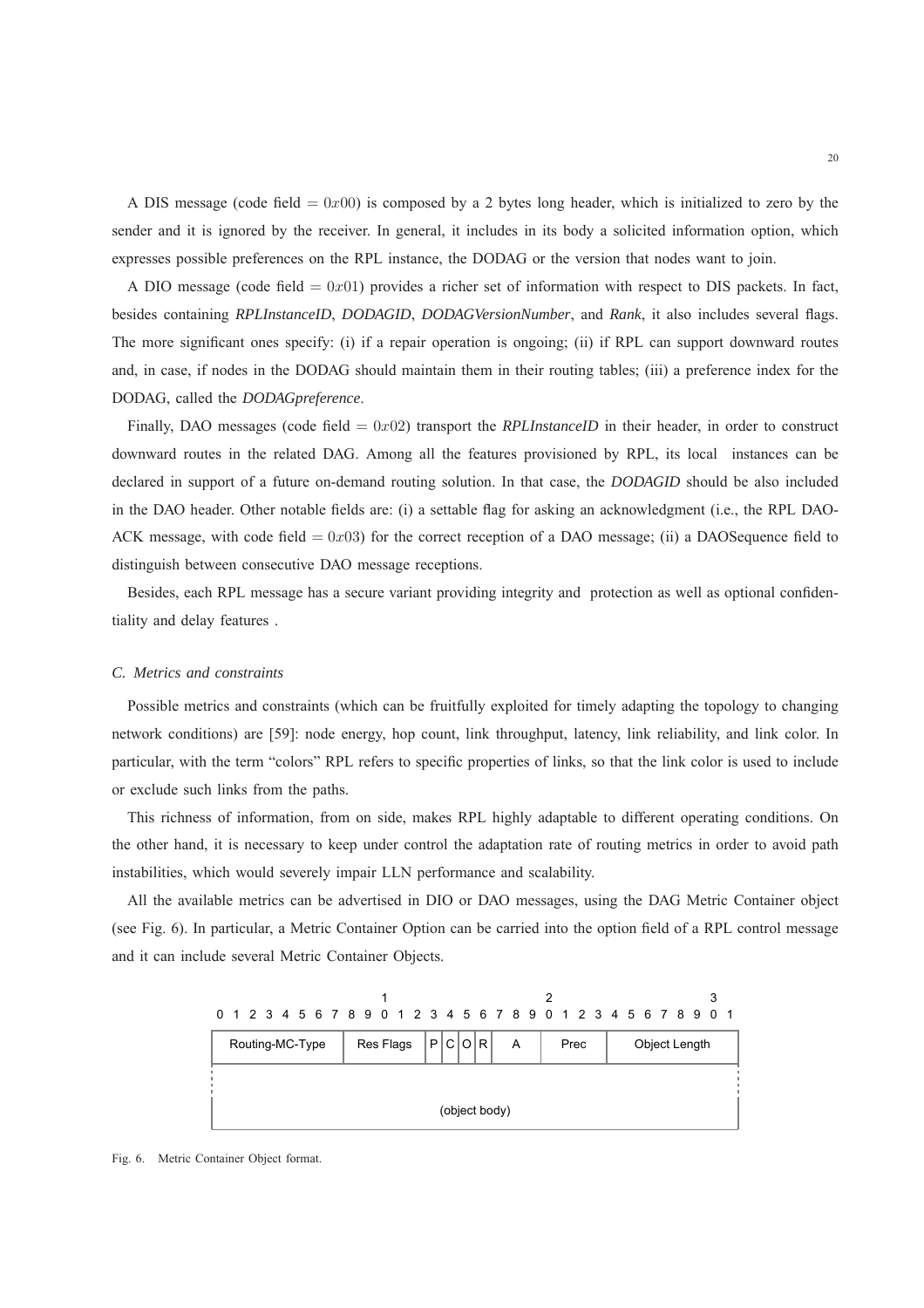A DIS message (code field $= 0x00$) is composed by a 2 bytes long header, which is initialized to zero by the sender and it is ignored by the receiver. In general, it includes in its body a solicited information option, which expresses possible preferences on the RPL instance, the DODAG or the version that nodes want to join.

A DIO message (code field $= 0x01$) provides a richer set of information with respect to DIS packets. In fact, besides containing *RPLInstanceID*, *DODAGID*, *DODAGVersionNumber*, and *Rank*, it also includes several flags. The more significant ones specify: (i) if a repair operation is ongoing; (ii) if RPL can support downward routes and, in case, if nodes in the DODAG should maintain them in their routing tables; (iii) a preference index for the DODAG, called the *DODAGpreference*.

Finally, DAO messages (code field $= 0x02$) transport the *RPLInstanceID* in their header, in order to construct downward routes in the related DAG. Among all the features provisioned by RPL, its local instances can be declared in support of a future on-demand routing solution. In that case, the *DODAGID* should be also included in the DAO header. Other notable fields are: (i) a settable flag for asking an acknowledgment (i.e., the RPL DAO-ACK message, with code field $= 0x03$) for the correct reception of a DAO message; (ii) a DAOSequence field to distinguish between consecutive DAO message receptions.

Besides, each RPL message has a secure variant providing integrity and protection as well as optional confidentiality and delay features .

### C. Metrics and constraints

Possible metrics and constraints (which can be fruitfully exploited for timely adapting the topology to changing network conditions) are [59]: node energy, hop count, link throughput, latency, link reliability, and link color. In particular, with the term "colors" RPL refers to specific properties of links, so that the link color is used to include or exclude such links from the paths.

This richness of information, from on side, makes RPL highly adaptable to different operating conditions. On the other hand, it is necessary to keep under control the adaptation rate of routing metrics in order to avoid path instabilities, which would severely impair LLN performance and scalability.

All the available metrics can be advertised in DIO or DAO messages, using the DAG Metric Container object (see Fig. 6). In particular, a Metric Container Option can be carried into the option field of a RPL control message and it can include several Metric Container Objects.

```
                    1                   2                   3
0 1 2 3 4 5 6 7 8 9 0 1 2 3 4 5 6 7 8 9 0 1 2 3 4 5 6 7 8 9 0 1
+---------------+---------+-+-+-+-+-----+-------+---------------+
|Routing-MC-Type|Res Flags|P|C|O|R|  A  | Prec  | Object Length |
+---------------+---------+-+-+-+-+-----+-------+---------------+
:                                                               :
|                         (object body)                         |
+---------------------------------------------------------------+
```

Fig. 6. Metric Container Object format.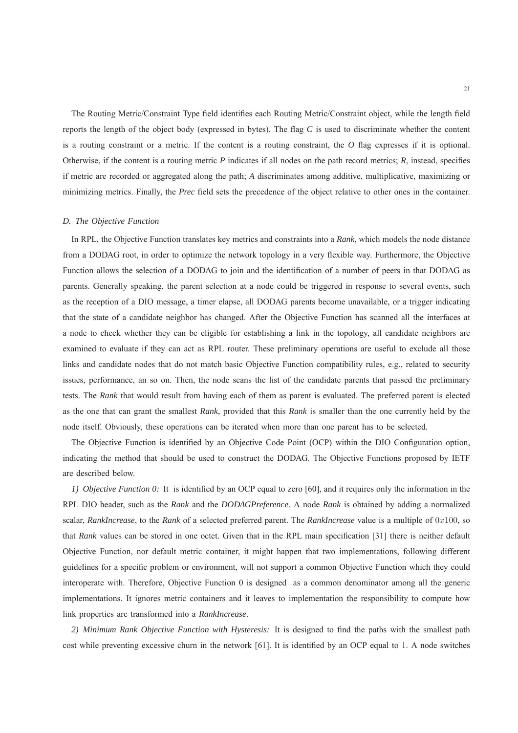The Routing Metric/Constraint Type field identifies each Routing Metric/Constraint object, while the length field reports the length of the object body (expressed in bytes). The flag *C* is used to discriminate whether the content is a routing constraint or a metric. If the content is a routing constraint, the *O* flag expresses if it is optional. Otherwise, if the content is a routing metric *P* indicates if all nodes on the path record metrics; *R*, instead, specifies if metric are recorded or aggregated along the path; *A* discriminates among additive, multiplicative, maximizing or minimizing metrics. Finally, the *Prec* field sets the precedence of the object relative to other ones in the container.

### *D. The Objective Function*

In RPL, the Objective Function translates key metrics and constraints into a *Rank*, which models the node distance from a DODAG root, in order to optimize the network topology in a very flexible way. Furthermore, the Objective Function allows the selection of a DODAG to join and the identification of a number of peers in that DODAG as parents. Generally speaking, the parent selection at a node could be triggered in response to several events, such as the reception of a DIO message, a timer elapse, all DODAG parents become unavailable, or a trigger indicating that the state of a candidate neighbor has changed. After the Objective Function has scanned all the interfaces at a node to check whether they can be eligible for establishing a link in the topology, all candidate neighbors are examined to evaluate if they can act as RPL router. These preliminary operations are useful to exclude all those links and candidate nodes that do not match basic Objective Function compatibility rules, e.g., related to security issues, performance, an so on. Then, the node scans the list of the candidate parents that passed the preliminary tests. The *Rank* that would result from having each of them as parent is evaluated. The preferred parent is elected as the one that can grant the smallest *Rank*, provided that this *Rank* is smaller than the one currently held by the node itself. Obviously, these operations can be iterated when more than one parent has to be selected.

The Objective Function is identified by an Objective Code Point (OCP) within the DIO Configuration option, indicating the method that should be used to construct the DODAG. The Objective Functions proposed by IETF are described below.

*1) Objective Function 0:* It is identified by an OCP equal to zero [60], and it requires only the information in the RPL DIO header, such as the *Rank* and the *DODAGPreference*. A node *Rank* is obtained by adding a normalized scalar, *RankIncrease*, to the *Rank* of a selected preferred parent. The *RankIncrease* value is a multiple of $0x100$, so that *Rank* values can be stored in one octet. Given that in the RPL main specification [31] there is neither default Objective Function, nor default metric container, it might happen that two implementations, following different guidelines for a specific problem or environment, will not support a common Objective Function which they could interoperate with. Therefore, Objective Function 0 is designed as a common denominator among all the generic implementations. It ignores metric containers and it leaves to implementation the responsibility to compute how link properties are transformed into a *RankIncrease*.

*2) Minimum Rank Objective Function with Hysteresis:* It is designed to find the paths with the smallest path cost while preventing excessive churn in the network [61]. It is identified by an OCP equal to 1. A node switches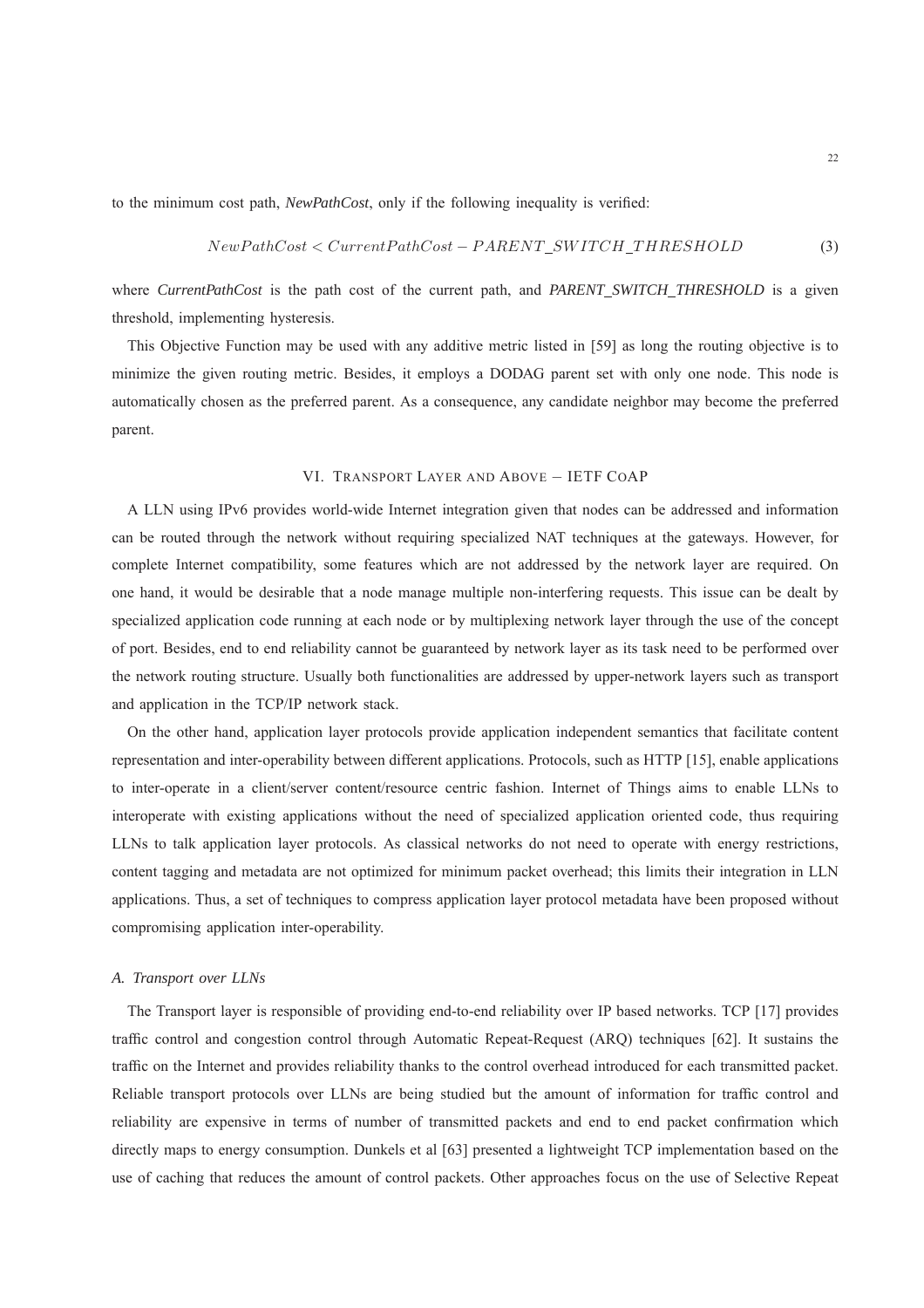to the minimum cost path, *NewPathCost*, only if the following inequality is verified:

$$NewPathCost < CurrentPathCost - PARENT\_SWITCH\_THRESHOLD \tag{3}$$

where *CurrentPathCost* is the path cost of the current path, and *PARENT_SWITCH_THRESHOLD* is a given threshold, implementing hysteresis.

This Objective Function may be used with any additive metric listed in [59] as long the routing objective is to minimize the given routing metric. Besides, it employs a DODAG parent set with only one node. This node is automatically chosen as the preferred parent. As a consequence, any candidate neighbor may become the preferred parent.

## VI. Transport Layer and Above – IETF CoAP

A LLN using IPv6 provides world-wide Internet integration given that nodes can be addressed and information can be routed through the network without requiring specialized NAT techniques at the gateways. However, for complete Internet compatibility, some features which are not addressed by the network layer are required. On one hand, it would be desirable that a node manage multiple non-interfering requests. This issue can be dealt by specialized application code running at each node or by multiplexing network layer through the use of the concept of port. Besides, end to end reliability cannot be guaranteed by network layer as its task need to be performed over the network routing structure. Usually both functionalities are addressed by upper-network layers such as transport and application in the TCP/IP network stack.

On the other hand, application layer protocols provide application independent semantics that facilitate content representation and inter-operability between different applications. Protocols, such as HTTP [15], enable applications to inter-operate in a client/server content/resource centric fashion. Internet of Things aims to enable LLNs to interoperate with existing applications without the need of specialized application oriented code, thus requiring LLNs to talk application layer protocols. As classical networks do not need to operate with energy restrictions, content tagging and metadata are not optimized for minimum packet overhead; this limits their integration in LLN applications. Thus, a set of techniques to compress application layer protocol metadata have been proposed without compromising application inter-operability.

### A. Transport over LLNs

The Transport layer is responsible of providing end-to-end reliability over IP based networks. TCP [17] provides traffic control and congestion control through Automatic Repeat-Request (ARQ) techniques [62]. It sustains the traffic on the Internet and provides reliability thanks to the control overhead introduced for each transmitted packet. Reliable transport protocols over LLNs are being studied but the amount of information for traffic control and reliability are expensive in terms of number of transmitted packets and end to end packet confirmation which directly maps to energy consumption. Dunkels et al [63] presented a lightweight TCP implementation based on the use of caching that reduces the amount of control packets. Other approaches focus on the use of Selective Repeat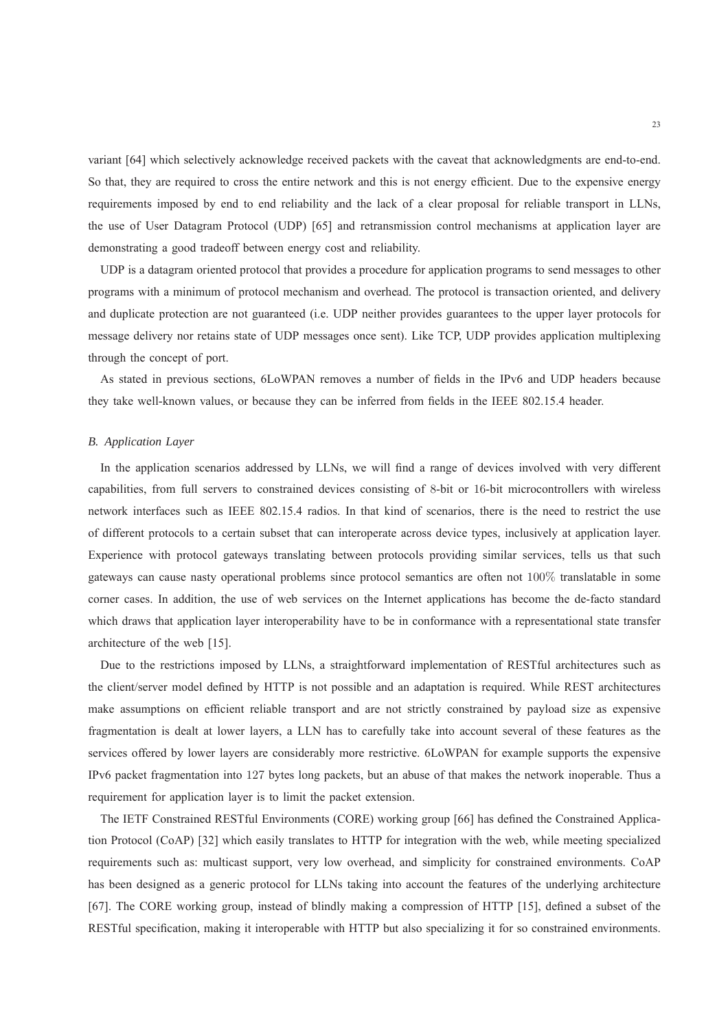variant [64] which selectively acknowledge received packets with the caveat that acknowledgments are end-to-end. So that, they are required to cross the entire network and this is not energy efficient. Due to the expensive energy requirements imposed by end to end reliability and the lack of a clear proposal for reliable transport in LLNs, the use of User Datagram Protocol (UDP) [65] and retransmission control mechanisms at application layer are demonstrating a good tradeoff between energy cost and reliability.

UDP is a datagram oriented protocol that provides a procedure for application programs to send messages to other programs with a minimum of protocol mechanism and overhead. The protocol is transaction oriented, and delivery and duplicate protection are not guaranteed (i.e. UDP neither provides guarantees to the upper layer protocols for message delivery nor retains state of UDP messages once sent). Like TCP, UDP provides application multiplexing through the concept of port.

As stated in previous sections, 6LoWPAN removes a number of fields in the IPv6 and UDP headers because they take well-known values, or because they can be inferred from fields in the IEEE 802.15.4 header.

### *B. Application Layer*

In the application scenarios addressed by LLNs, we will find a range of devices involved with very different capabilities, from full servers to constrained devices consisting of 8-bit or 16-bit microcontrollers with wireless network interfaces such as IEEE 802.15.4 radios. In that kind of scenarios, there is the need to restrict the use of different protocols to a certain subset that can interoperate across device types, inclusively at application layer. Experience with protocol gateways translating between protocols providing similar services, tells us that such gateways can cause nasty operational problems since protocol semantics are often not 100% translatable in some corner cases. In addition, the use of web services on the Internet applications has become the de-facto standard which draws that application layer interoperability have to be in conformance with a representational state transfer architecture of the web [15].

Due to the restrictions imposed by LLNs, a straightforward implementation of RESTful architectures such as the client/server model defined by HTTP is not possible and an adaptation is required. While REST architectures make assumptions on efficient reliable transport and are not strictly constrained by payload size as expensive fragmentation is dealt at lower layers, a LLN has to carefully take into account several of these features as the services offered by lower layers are considerably more restrictive. 6LoWPAN for example supports the expensive IPv6 packet fragmentation into 127 bytes long packets, but an abuse of that makes the network inoperable. Thus a requirement for application layer is to limit the packet extension.

The IETF Constrained RESTful Environments (CORE) working group [66] has defined the Constrained Application Protocol (CoAP) [32] which easily translates to HTTP for integration with the web, while meeting specialized requirements such as: multicast support, very low overhead, and simplicity for constrained environments. CoAP has been designed as a generic protocol for LLNs taking into account the features of the underlying architecture [67]. The CORE working group, instead of blindly making a compression of HTTP [15], defined a subset of the RESTful specification, making it interoperable with HTTP but also specializing it for so constrained environments.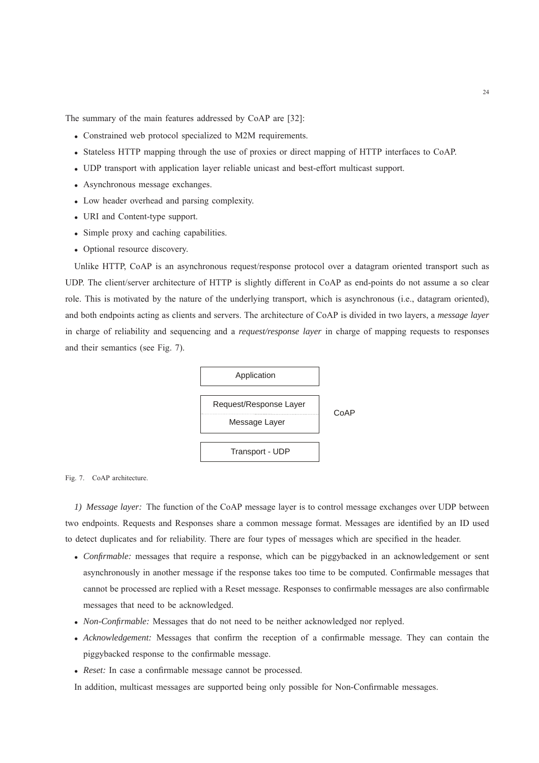The summary of the main features addressed by CoAP are [32]:

- Constrained web protocol specialized to M2M requirements.
- Stateless HTTP mapping through the use of proxies or direct mapping of HTTP interfaces to CoAP.
- UDP transport with application layer reliable unicast and best-effort multicast support.
- Asynchronous message exchanges.
- Low header overhead and parsing complexity.
- URI and Content-type support.
- Simple proxy and caching capabilities.
- Optional resource discovery.

Unlike HTTP, CoAP is an asynchronous request/response protocol over a datagram oriented transport such as UDP. The client/server architecture of HTTP is slightly different in CoAP as end-points do not assume a so clear role. This is motivated by the nature of the underlying transport, which is asynchronous (i.e., datagram oriented), and both endpoints acting as clients and servers. The architecture of CoAP is divided in two layers, a *message layer* in charge of reliability and sequencing and a *request/response layer* in charge of mapping requests to responses and their semantics (see Fig. 7).

| Application | |
|---|---|
| Request/Response Layer | CoAP |
| Message Layer | |
| Transport - UDP | |

Fig. 7. CoAP architecture.

*1) Message layer:* The function of the CoAP message layer is to control message exchanges over UDP between two endpoints. Requests and Responses share a common message format. Messages are identified by an ID used to detect duplicates and for reliability. There are four types of messages which are specified in the header.

- *Confirmable:* messages that require a response, which can be piggybacked in an acknowledgement or sent asynchronously in another message if the response takes too time to be computed. Confirmable messages that cannot be processed are replied with a Reset message. Responses to confirmable messages are also confirmable messages that need to be acknowledged.
- *Non-Confirmable:* Messages that do not need to be neither acknowledged nor replyed.
- *Acknowledgement:* Messages that confirm the reception of a confirmable message. They can contain the piggybacked response to the confirmable message.
- *Reset:* In case a confirmable message cannot be processed.

In addition, multicast messages are supported being only possible for Non-Confirmable messages.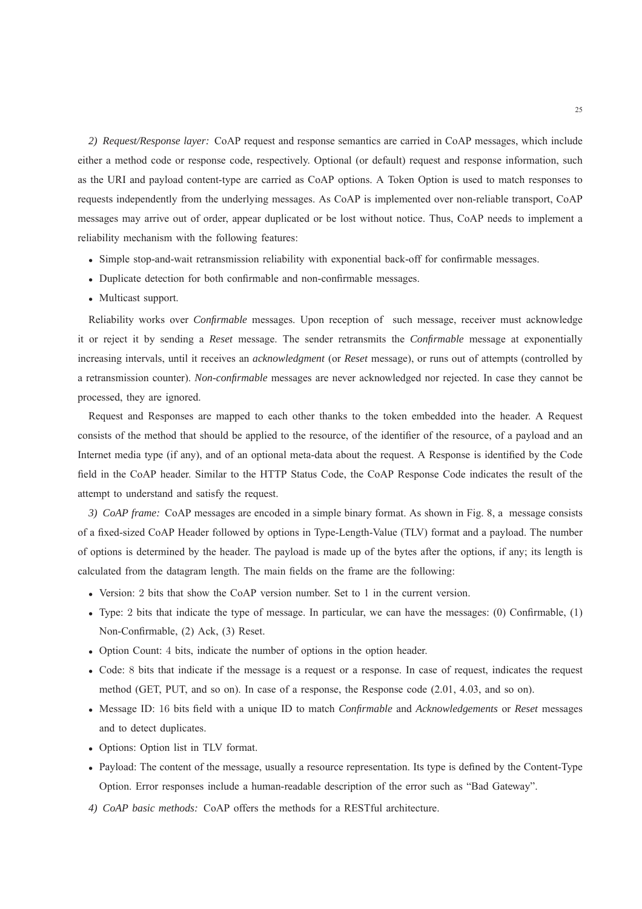*2) Request/Response layer:* CoAP request and response semantics are carried in CoAP messages, which include either a method code or response code, respectively. Optional (or default) request and response information, such as the URI and payload content-type are carried as CoAP options. A Token Option is used to match responses to requests independently from the underlying messages. As CoAP is implemented over non-reliable transport, CoAP messages may arrive out of order, appear duplicated or be lost without notice. Thus, CoAP needs to implement a reliability mechanism with the following features:

- Simple stop-and-wait retransmission reliability with exponential back-off for confirmable messages.
- Duplicate detection for both confirmable and non-confirmable messages.
- Multicast support.

Reliability works over *Confirmable* messages. Upon reception of such message, receiver must acknowledge it or reject it by sending a *Reset* message. The sender retransmits the *Confirmable* message at exponentially increasing intervals, until it receives an *acknowledgment* (or *Reset* message), or runs out of attempts (controlled by a retransmission counter). *Non-confirmable* messages are never acknowledged nor rejected. In case they cannot be processed, they are ignored.

Request and Responses are mapped to each other thanks to the token embedded into the header. A Request consists of the method that should be applied to the resource, of the identifier of the resource, of a payload and an Internet media type (if any), and of an optional meta-data about the request. A Response is identified by the Code field in the CoAP header. Similar to the HTTP Status Code, the CoAP Response Code indicates the result of the attempt to understand and satisfy the request.

*3) CoAP frame:* CoAP messages are encoded in a simple binary format. As shown in Fig. 8, a message consists of a fixed-sized CoAP Header followed by options in Type-Length-Value (TLV) format and a payload. The number of options is determined by the header. The payload is made up of the bytes after the options, if any; its length is calculated from the datagram length. The main fields on the frame are the following:

- Version: 2 bits that show the CoAP version number. Set to 1 in the current version.
- Type: 2 bits that indicate the type of message. In particular, we can have the messages: (0) Confirmable, (1) Non-Confirmable, (2) Ack, (3) Reset.
- Option Count: 4 bits, indicate the number of options in the option header.
- Code: 8 bits that indicate if the message is a request or a response. In case of request, indicates the request method (GET, PUT, and so on). In case of a response, the Response code (2.01, 4.03, and so on).
- Message ID: 16 bits field with a unique ID to match *Confirmable* and *Acknowledgements* or *Reset* messages and to detect duplicates.
- Options: Option list in TLV format.
- Payload: The content of the message, usually a resource representation. Its type is defined by the Content-Type Option. Error responses include a human-readable description of the error such as "Bad Gateway".

*4) CoAP basic methods:* CoAP offers the methods for a RESTful architecture.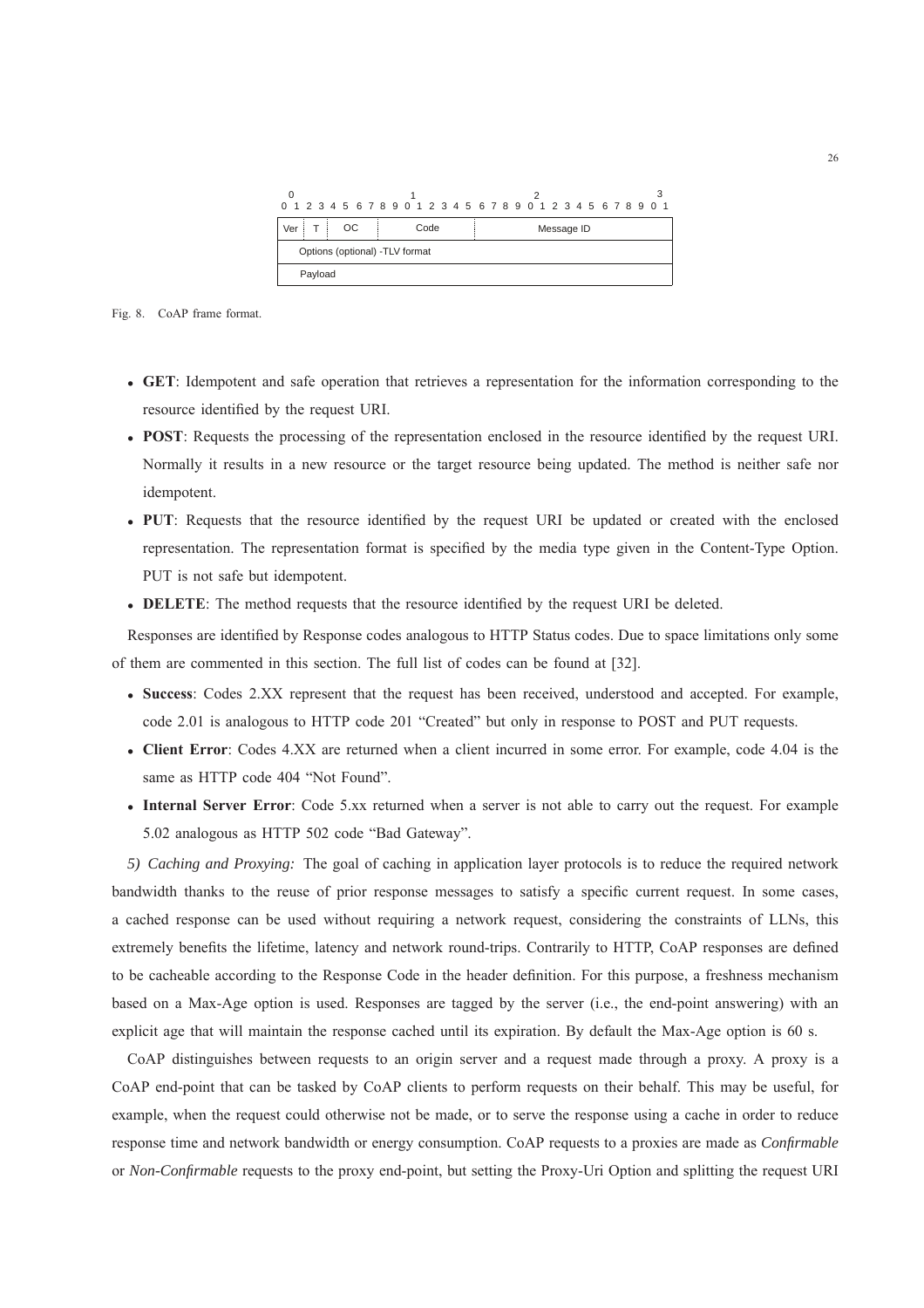| 0 1 2 3 4 5 6 7 8 9 0 1 2 3 4 5 | 6 7 8 9 0 1 2 3 4 5 6 7 8 9 0 1 | | | |
|---|---|---|---|---|
| Ver | T | OC | Code | Message ID |
| Options (optional) -TLV format | | | | |
| Payload | | | | |

Fig. 8. CoAP frame format.

- **GET**: Idempotent and safe operation that retrieves a representation for the information corresponding to the resource identified by the request URI.
- **POST**: Requests the processing of the representation enclosed in the resource identified by the request URI. Normally it results in a new resource or the target resource being updated. The method is neither safe nor idempotent.
- **PUT**: Requests that the resource identified by the request URI be updated or created with the enclosed representation. The representation format is specified by the media type given in the Content-Type Option. PUT is not safe but idempotent.
- **DELETE**: The method requests that the resource identified by the request URI be deleted.

Responses are identified by Response codes analogous to HTTP Status codes. Due to space limitations only some of them are commented in this section. The full list of codes can be found at [32].

- **Success**: Codes 2.XX represent that the request has been received, understood and accepted. For example, code 2.01 is analogous to HTTP code 201 "Created" but only in response to POST and PUT requests.
- **Client Error**: Codes 4.XX are returned when a client incurred in some error. For example, code 4.04 is the same as HTTP code 404 "Not Found".
- **Internal Server Error**: Code 5.xx returned when a server is not able to carry out the request. For example 5.02 analogous as HTTP 502 code "Bad Gateway".

*5) Caching and Proxying:* The goal of caching in application layer protocols is to reduce the required network bandwidth thanks to the reuse of prior response messages to satisfy a specific current request. In some cases, a cached response can be used without requiring a network request, considering the constraints of LLNs, this extremely benefits the lifetime, latency and network round-trips. Contrarily to HTTP, CoAP responses are defined to be cacheable according to the Response Code in the header definition. For this purpose, a freshness mechanism based on a Max-Age option is used. Responses are tagged by the server (i.e., the end-point answering) with an explicit age that will maintain the response cached until its expiration. By default the Max-Age option is 60 s.

CoAP distinguishes between requests to an origin server and a request made through a proxy. A proxy is a CoAP end-point that can be tasked by CoAP clients to perform requests on their behalf. This may be useful, for example, when the request could otherwise not be made, or to serve the response using a cache in order to reduce response time and network bandwidth or energy consumption. CoAP requests to a proxies are made as *Confirmable* or *Non-Confirmable* requests to the proxy end-point, but setting the Proxy-Uri Option and splitting the request URI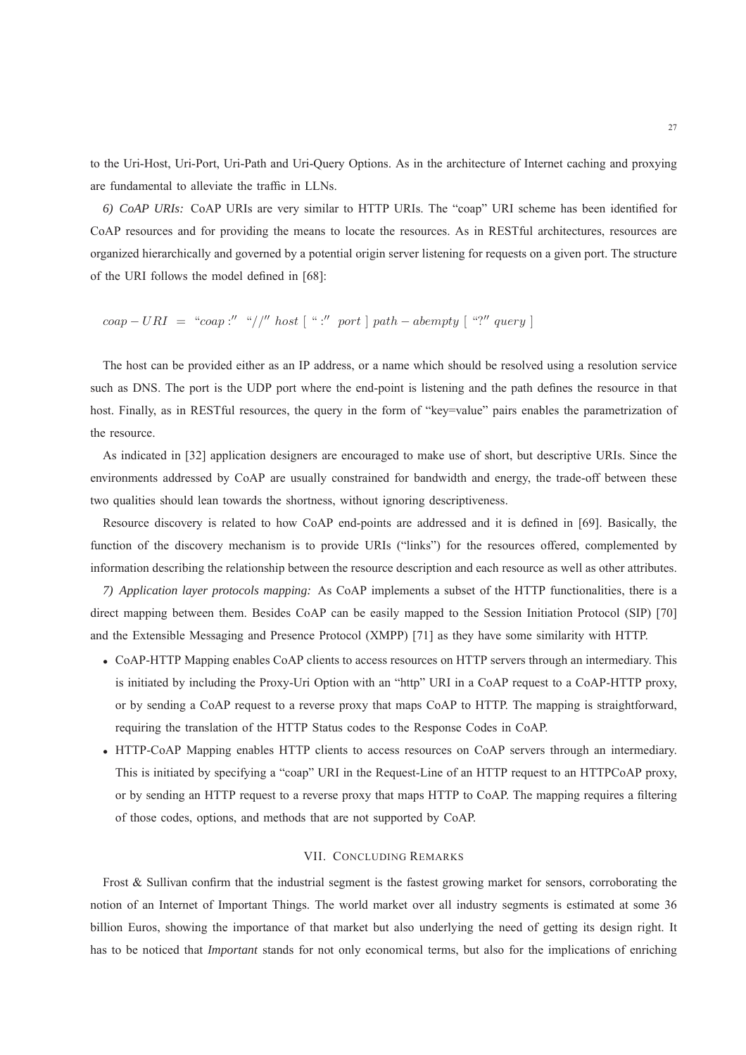to the Uri-Host, Uri-Port, Uri-Path and Uri-Query Options. As in the architecture of Internet caching and proxying are fundamental to alleviate the traffic in LLNs.

*6) CoAP URIs:* CoAP URIs are very similar to HTTP URIs. The "coap" URI scheme has been identified for CoAP resources and for providing the means to locate the resources. As in RESTful architectures, resources are organized hierarchically and governed by a potential origin server listening for requests on a given port. The structure of the URI follows the model defined in [68]:

$$coap - URI \;=\; \text{“}coap:\text{''} \;\; \text{“}//\text{''} \; host \; [\; \text{“}:\text{''} \;\; port \;] \; path - abempty \; [\; \text{“}?\text{''} \; query \;]$$

The host can be provided either as an IP address, or a name which should be resolved using a resolution service such as DNS. The port is the UDP port where the end-point is listening and the path defines the resource in that host. Finally, as in RESTful resources, the query in the form of "key=value" pairs enables the parametrization of the resource.

As indicated in [32] application designers are encouraged to make use of short, but descriptive URIs. Since the environments addressed by CoAP are usually constrained for bandwidth and energy, the trade-off between these two qualities should lean towards the shortness, without ignoring descriptiveness.

Resource discovery is related to how CoAP end-points are addressed and it is defined in [69]. Basically, the function of the discovery mechanism is to provide URIs ("links") for the resources offered, complemented by information describing the relationship between the resource description and each resource as well as other attributes.

*7) Application layer protocols mapping:* As CoAP implements a subset of the HTTP functionalities, there is a direct mapping between them. Besides CoAP can be easily mapped to the Session Initiation Protocol (SIP) [70] and the Extensible Messaging and Presence Protocol (XMPP) [71] as they have some similarity with HTTP.

- CoAP-HTTP Mapping enables CoAP clients to access resources on HTTP servers through an intermediary. This is initiated by including the Proxy-Uri Option with an "http" URI in a CoAP request to a CoAP-HTTP proxy, or by sending a CoAP request to a reverse proxy that maps CoAP to HTTP. The mapping is straightforward, requiring the translation of the HTTP Status codes to the Response Codes in CoAP.
- HTTP-CoAP Mapping enables HTTP clients to access resources on CoAP servers through an intermediary. This is initiated by specifying a "coap" URI in the Request-Line of an HTTP request to an HTTPCoAP proxy, or by sending an HTTP request to a reverse proxy that maps HTTP to CoAP. The mapping requires a filtering of those codes, options, and methods that are not supported by CoAP.

## VII. Concluding Remarks

Frost & Sullivan confirm that the industrial segment is the fastest growing market for sensors, corroborating the notion of an Internet of Important Things. The world market over all industry segments is estimated at some 36 billion Euros, showing the importance of that market but also underlying the need of getting its design right. It has to be noticed that *Important* stands for not only economical terms, but also for the implications of enriching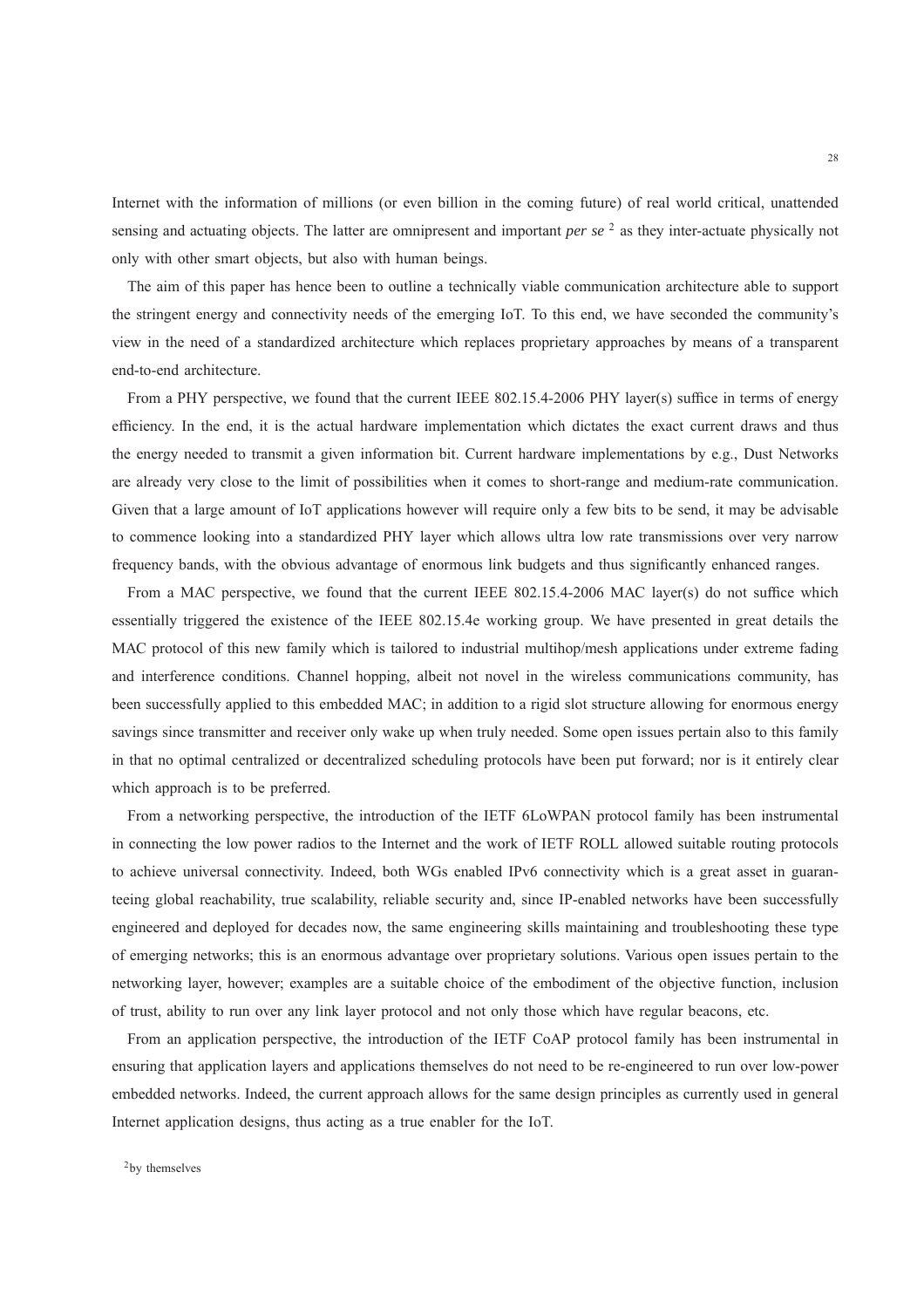Internet with the information of millions (or even billion in the coming future) of real world critical, unattended sensing and actuating objects. The latter are omnipresent and important *per se* [2] as they inter-actuate physically not only with other smart objects, but also with human beings.

The aim of this paper has hence been to outline a technically viable communication architecture able to support the stringent energy and connectivity needs of the emerging IoT. To this end, we have seconded the community's view in the need of a standardized architecture which replaces proprietary approaches by means of a transparent end-to-end architecture.

From a PHY perspective, we found that the current IEEE 802.15.4-2006 PHY layer(s) suffice in terms of energy efficiency. In the end, it is the actual hardware implementation which dictates the exact current draws and thus the energy needed to transmit a given information bit. Current hardware implementations by e.g., Dust Networks are already very close to the limit of possibilities when it comes to short-range and medium-rate communication. Given that a large amount of IoT applications however will require only a few bits to be send, it may be advisable to commence looking into a standardized PHY layer which allows ultra low rate transmissions over very narrow frequency bands, with the obvious advantage of enormous link budgets and thus significantly enhanced ranges.

From a MAC perspective, we found that the current IEEE 802.15.4-2006 MAC layer(s) do not suffice which essentially triggered the existence of the IEEE 802.15.4e working group. We have presented in great details the MAC protocol of this new family which is tailored to industrial multihop/mesh applications under extreme fading and interference conditions. Channel hopping, albeit not novel in the wireless communications community, has been successfully applied to this embedded MAC; in addition to a rigid slot structure allowing for enormous energy savings since transmitter and receiver only wake up when truly needed. Some open issues pertain also to this family in that no optimal centralized or decentralized scheduling protocols have been put forward; nor is it entirely clear which approach is to be preferred.

From a networking perspective, the introduction of the IETF 6LoWPAN protocol family has been instrumental in connecting the low power radios to the Internet and the work of IETF ROLL allowed suitable routing protocols to achieve universal connectivity. Indeed, both WGs enabled IPv6 connectivity which is a great asset in guaranteeing global reachability, true scalability, reliable security and, since IP-enabled networks have been successfully engineered and deployed for decades now, the same engineering skills maintaining and troubleshooting these type of emerging networks; this is an enormous advantage over proprietary solutions. Various open issues pertain to the networking layer, however; examples are a suitable choice of the embodiment of the objective function, inclusion of trust, ability to run over any link layer protocol and not only those which have regular beacons, etc.

From an application perspective, the introduction of the IETF CoAP protocol family has been instrumental in ensuring that application layers and applications themselves do not need to be re-engineered to run over low-power embedded networks. Indeed, the current approach allows for the same design principles as currently used in general Internet application designs, thus acting as a true enabler for the IoT.

[2] by themselves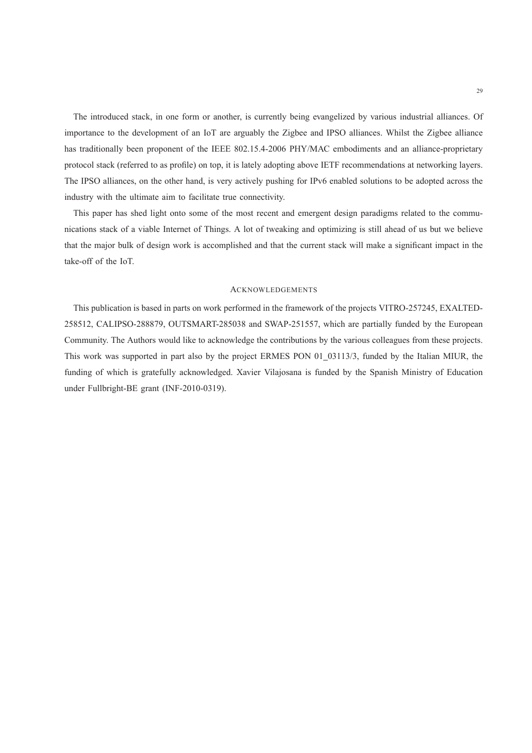The introduced stack, in one form or another, is currently being evangelized by various industrial alliances. Of importance to the development of an IoT are arguably the Zigbee and IPSO alliances. Whilst the Zigbee alliance has traditionally been proponent of the IEEE 802.15.4-2006 PHY/MAC embodiments and an alliance-proprietary protocol stack (referred to as profile) on top, it is lately adopting above IETF recommendations at networking layers. The IPSO alliances, on the other hand, is very actively pushing for IPv6 enabled solutions to be adopted across the industry with the ultimate aim to facilitate true connectivity.

This paper has shed light onto some of the most recent and emergent design paradigms related to the communications stack of a viable Internet of Things. A lot of tweaking and optimizing is still ahead of us but we believe that the major bulk of design work is accomplished and that the current stack will make a significant impact in the take-off of the IoT.

## Acknowledgements

This publication is based in parts on work performed in the framework of the projects VITRO-257245, EXALTED-258512, CALIPSO-288879, OUTSMART-285038 and SWAP-251557, which are partially funded by the European Community. The Authors would like to acknowledge the contributions by the various colleagues from these projects. This work was supported in part also by the project ERMES PON 01_03113/3, funded by the Italian MIUR, the funding of which is gratefully acknowledged. Xavier Vilajosana is funded by the Spanish Ministry of Education under Fullbright-BE grant (INF-2010-0319).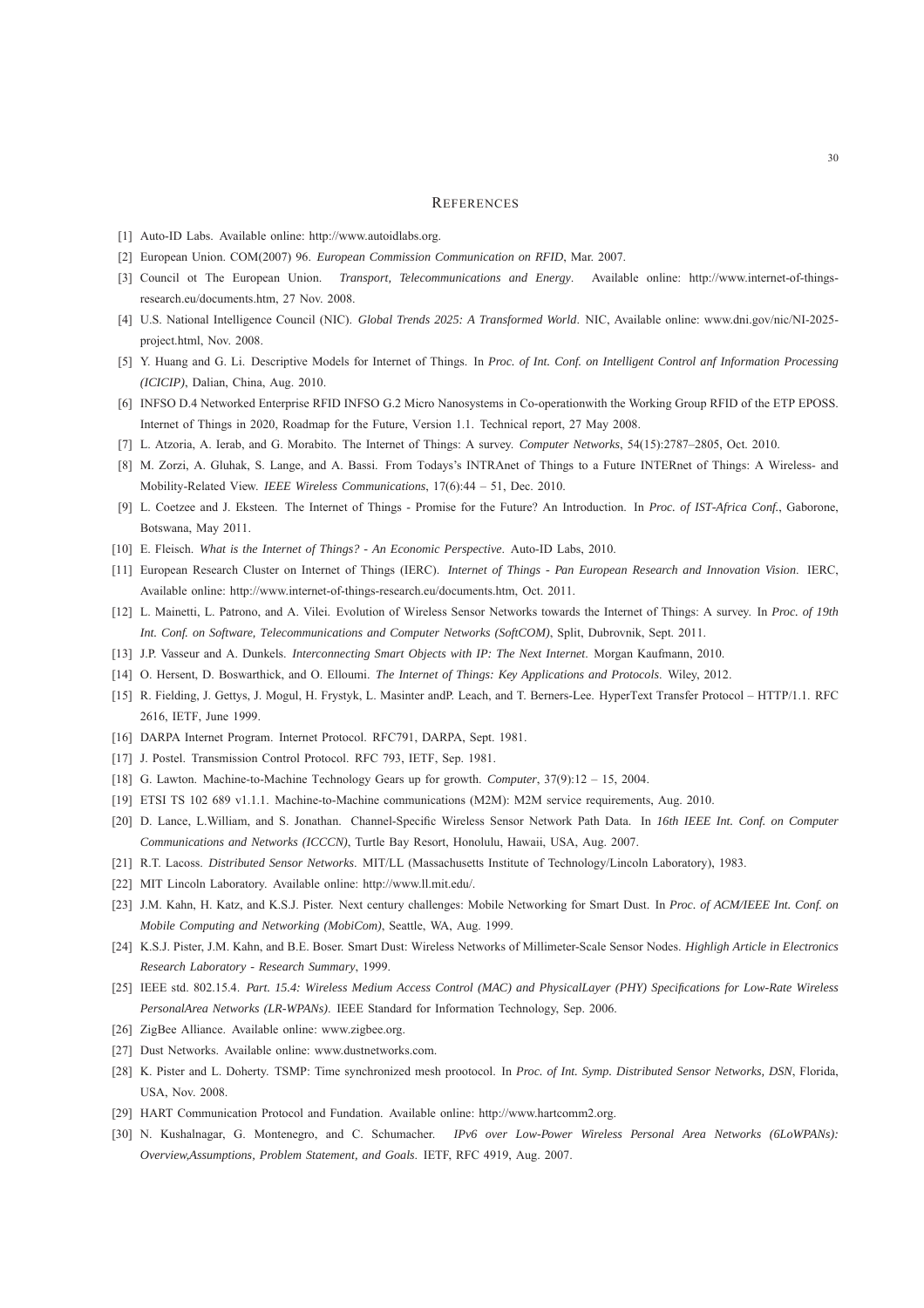## REFERENCES

[1] Auto-ID Labs. Available online: http://www.autoidlabs.org.

[2] European Union. COM(2007) 96. *European Commission Communication on RFID*, Mar. 2007.

[3] Council ot The European Union. *Transport, Telecommunications and Energy*. Available online: http://www.internet-of-things-research.eu/documents.htm, 27 Nov. 2008.

[4] U.S. National Intelligence Council (NIC). *Global Trends 2025: A Transformed World*. NIC, Available online: www.dni.gov/nic/NI-2025-project.html, Nov. 2008.

[5] Y. Huang and G. Li. Descriptive Models for Internet of Things. In *Proc. of Int. Conf. on Intelligent Control anf Information Processing (ICICIP)*, Dalian, China, Aug. 2010.

[6] INFSO D.4 Networked Enterprise RFID INFSO G.2 Micro Nanosystems in Co-operationwith the Working Group RFID of the ETP EPOSS. Internet of Things in 2020, Roadmap for the Future, Version 1.1. Technical report, 27 May 2008.

[7] L. Atzoria, A. Ierab, and G. Morabito. The Internet of Things: A survey. *Computer Networks*, 54(15):2787–2805, Oct. 2010.

[8] M. Zorzi, A. Gluhak, S. Lange, and A. Bassi. From Todays's INTRAnet of Things to a Future INTERnet of Things: A Wireless- and Mobility-Related View. *IEEE Wireless Communications*, 17(6):44 – 51, Dec. 2010.

[9] L. Coetzee and J. Eksteen. The Internet of Things - Promise for the Future? An Introduction. In *Proc. of IST-Africa Conf.*, Gaborone, Botswana, May 2011.

[10] E. Fleisch. *What is the Internet of Things? - An Economic Perspective*. Auto-ID Labs, 2010.

[11] European Research Cluster on Internet of Things (IERC). *Internet of Things - Pan European Research and Innovation Vision*. IERC, Available online: http://www.internet-of-things-research.eu/documents.htm, Oct. 2011.

[12] L. Mainetti, L. Patrono, and A. Vilei. Evolution of Wireless Sensor Networks towards the Internet of Things: A survey. In *Proc. of 19th Int. Conf. on Software, Telecommunications and Computer Networks (SoftCOM)*, Split, Dubrovnik, Sept. 2011.

[13] J.P. Vasseur and A. Dunkels. *Interconnecting Smart Objects with IP: The Next Internet*. Morgan Kaufmann, 2010.

[14] O. Hersent, D. Boswarthick, and O. Elloumi. *The Internet of Things: Key Applications and Protocols*. Wiley, 2012.

[15] R. Fielding, J. Gettys, J. Mogul, H. Frystyk, L. Masinter andP. Leach, and T. Berners-Lee. HyperText Transfer Protocol – HTTP/1.1. RFC 2616, IETF, June 1999.

[16] DARPA Internet Program. Internet Protocol. RFC791, DARPA, Sept. 1981.

[17] J. Postel. Transmission Control Protocol. RFC 793, IETF, Sep. 1981.

[18] G. Lawton. Machine-to-Machine Technology Gears up for growth. *Computer*, 37(9):12 – 15, 2004.

[19] ETSI TS 102 689 v1.1.1. Machine-to-Machine communications (M2M): M2M service requirements, Aug. 2010.

[20] D. Lance, L.William, and S. Jonathan. Channel-Specific Wireless Sensor Network Path Data. In *16th IEEE Int. Conf. on Computer Communications and Networks (ICCCN)*, Turtle Bay Resort, Honolulu, Hawaii, USA, Aug. 2007.

[21] R.T. Lacoss. *Distributed Sensor Networks*. MIT/LL (Massachusetts Institute of Technology/Lincoln Laboratory), 1983.

[22] MIT Lincoln Laboratory. Available online: http://www.ll.mit.edu/.

[23] J.M. Kahn, H. Katz, and K.S.J. Pister. Next century challenges: Mobile Networking for Smart Dust. In *Proc. of ACM/IEEE Int. Conf. on Mobile Computing and Networking (MobiCom)*, Seattle, WA, Aug. 1999.

[24] K.S.J. Pister, J.M. Kahn, and B.E. Boser. Smart Dust: Wireless Networks of Millimeter-Scale Sensor Nodes. *Highligh Article in Electronics Research Laboratory - Research Summary*, 1999.

[25] IEEE std. 802.15.4. *Part. 15.4: Wireless Medium Access Control (MAC) and PhysicalLayer (PHY) Specifications for Low-Rate Wireless PersonalArea Networks (LR-WPANs)*. IEEE Standard for Information Technology, Sep. 2006.

[26] ZigBee Alliance. Available online: www.zigbee.org.

[27] Dust Networks. Available online: www.dustnetworks.com.

[28] K. Pister and L. Doherty. TSMP: Time synchronized mesh prootocol. In *Proc. of Int. Symp. Distributed Sensor Networks, DSN*, Florida, USA, Nov. 2008.

[29] HART Communication Protocol and Fundation. Available online: http://www.hartcomm2.org.

[30] N. Kushalnagar, G. Montenegro, and C. Schumacher. *IPv6 over Low-Power Wireless Personal Area Networks (6LoWPANs): Overview,Assumptions, Problem Statement, and Goals*. IETF, RFC 4919, Aug. 2007.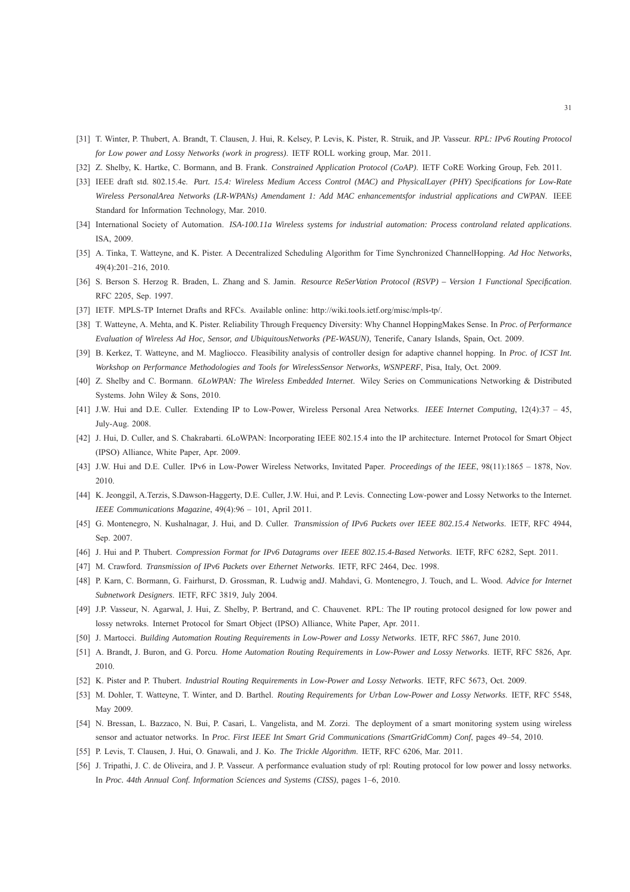[31] T. Winter, P. Thubert, A. Brandt, T. Clausen, J. Hui, R. Kelsey, P. Levis, K. Pister, R. Struik, and JP. Vasseur. *RPL: IPv6 Routing Protocol for Low power and Lossy Networks (work in progress)*. IETF ROLL working group, Mar. 2011.

[32] Z. Shelby, K. Hartke, C. Bormann, and B. Frank. *Constrained Application Protocol (CoAP)*. IETF CoRE Working Group, Feb. 2011.

[33] IEEE draft std. 802.15.4e. *Part. 15.4: Wireless Medium Access Control (MAC) and PhysicalLayer (PHY) Specifications for Low-Rate Wireless PersonalArea Networks (LR-WPANs) Amendament 1: Add MAC enhancementsfor industrial applications and CWPAN*. IEEE Standard for Information Technology, Mar. 2010.

[34] International Society of Automation. *ISA-100.11a Wireless systems for industrial automation: Process controland related applications*. ISA, 2009.

[35] A. Tinka, T. Watteyne, and K. Pister. A Decentralized Scheduling Algorithm for Time Synchronized ChannelHopping. *Ad Hoc Networks*, 49(4):201–216, 2010.

[36] S. Berson S. Herzog R. Braden, L. Zhang and S. Jamin. *Resource ReSerVation Protocol (RSVP) – Version 1 Functional Specification*. RFC 2205, Sep. 1997.

[37] IETF. MPLS-TP Internet Drafts and RFCs. Available online: http://wiki.tools.ietf.org/misc/mpls-tp/.

[38] T. Watteyne, A. Mehta, and K. Pister. Reliability Through Frequency Diversity: Why Channel HoppingMakes Sense. In *Proc. of Performance Evaluation of Wireless Ad Hoc, Sensor, and UbiquitousNetworks (PE-WASUN)*, Tenerife, Canary Islands, Spain, Oct. 2009.

[39] B. Kerkez, T. Watteyne, and M. Magliocco. Fleasibility analysis of controller design for adaptive channel hopping. In *Proc. of ICST Int. Workshop on Performance Methodologies and Tools for WirelessSensor Networks, WSNPERF*, Pisa, Italy, Oct. 2009.

[40] Z. Shelby and C. Bormann. *6LoWPAN: The Wireless Embedded Internet*. Wiley Series on Communications Networking & Distributed Systems. John Wiley & Sons, 2010.

[41] J.W. Hui and D.E. Culler. Extending IP to Low-Power, Wireless Personal Area Networks. *IEEE Internet Computing*, 12(4):37 – 45, July-Aug. 2008.

[42] J. Hui, D. Culler, and S. Chakrabarti. 6LoWPAN: Incorporating IEEE 802.15.4 into the IP architecture. Internet Protocol for Smart Object (IPSO) Alliance, White Paper, Apr. 2009.

[43] J.W. Hui and D.E. Culler. IPv6 in Low-Power Wireless Networks, Invitated Paper. *Proceedings of the IEEE*, 98(11):1865 – 1878, Nov. 2010.

[44] K. Jeonggil, A.Terzis, S.Dawson-Haggerty, D.E. Culler, J.W. Hui, and P. Levis. Connecting Low-power and Lossy Networks to the Internet. *IEEE Communications Magazine*, 49(4):96 – 101, April 2011.

[45] G. Montenegro, N. Kushalnagar, J. Hui, and D. Culler. *Transmission of IPv6 Packets over IEEE 802.15.4 Networks*. IETF, RFC 4944, Sep. 2007.

[46] J. Hui and P. Thubert. *Compression Format for IPv6 Datagrams over IEEE 802.15.4-Based Networks*. IETF, RFC 6282, Sept. 2011.

[47] M. Crawford. *Transmission of IPv6 Packets over Ethernet Networks*. IETF, RFC 2464, Dec. 1998.

[48] P. Karn, C. Bormann, G. Fairhurst, D. Grossman, R. Ludwig andJ. Mahdavi, G. Montenegro, J. Touch, and L. Wood. *Advice for Internet Subnetwork Designers*. IETF, RFC 3819, July 2004.

[49] J.P. Vasseur, N. Agarwal, J. Hui, Z. Shelby, P. Bertrand, and C. Chauvenet. RPL: The IP routing protocol designed for low power and lossy netwroks. Internet Protocol for Smart Object (IPSO) Alliance, White Paper, Apr. 2011.

[50] J. Martocci. *Building Automation Routing Requirements in Low-Power and Lossy Networks*. IETF, RFC 5867, June 2010.

[51] A. Brandt, J. Buron, and G. Porcu. *Home Automation Routing Requirements in Low-Power and Lossy Networks*. IETF, RFC 5826, Apr. 2010.

[52] K. Pister and P. Thubert. *Industrial Routing Requirements in Low-Power and Lossy Networks*. IETF, RFC 5673, Oct. 2009.

[53] M. Dohler, T. Watteyne, T. Winter, and D. Barthel. *Routing Requirements for Urban Low-Power and Lossy Networks*. IETF, RFC 5548, May 2009.

[54] N. Bressan, L. Bazzaco, N. Bui, P. Casari, L. Vangelista, and M. Zorzi. The deployment of a smart monitoring system using wireless sensor and actuator networks. In *Proc. First IEEE Int Smart Grid Communications (SmartGridComm) Conf*, pages 49–54, 2010.

[55] P. Levis, T. Clausen, J. Hui, O. Gnawali, and J. Ko. *The Trickle Algorithm*. IETF, RFC 6206, Mar. 2011.

[56] J. Tripathi, J. C. de Oliveira, and J. P. Vasseur. A performance evaluation study of rpl: Routing protocol for low power and lossy networks. In *Proc. 44th Annual Conf. Information Sciences and Systems (CISS)*, pages 1–6, 2010.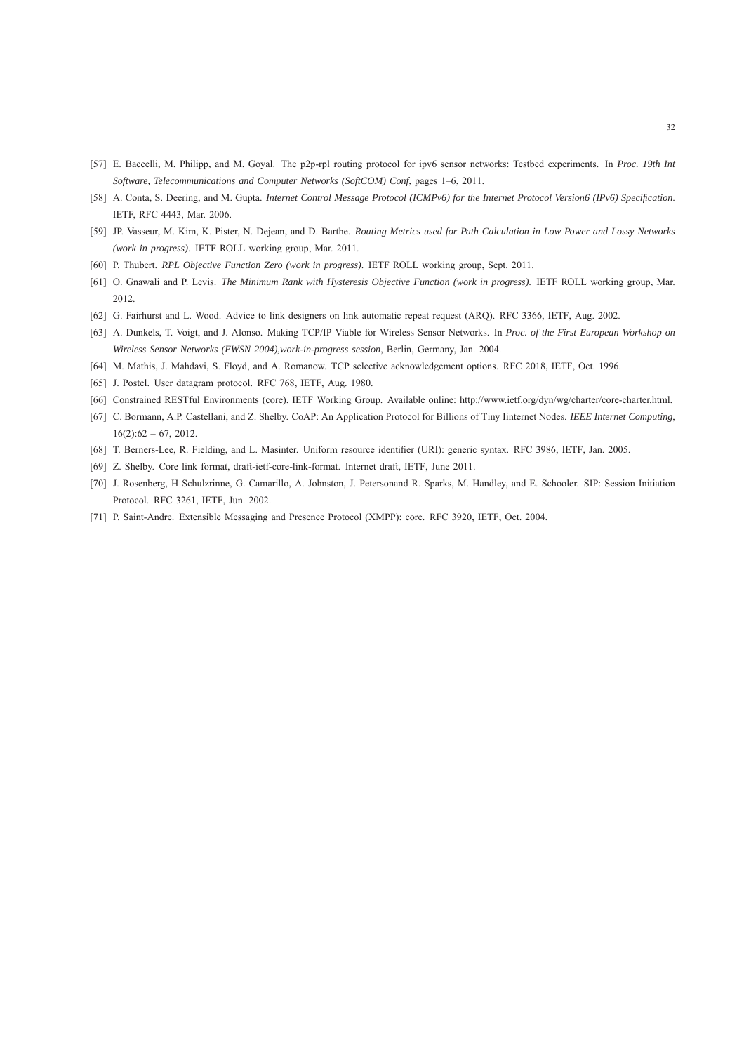[57] E. Baccelli, M. Philipp, and M. Goyal. The p2p-rpl routing protocol for ipv6 sensor networks: Testbed experiments. In *Proc. 19th Int Software, Telecommunications and Computer Networks (SoftCOM) Conf*, pages 1–6, 2011.

[58] A. Conta, S. Deering, and M. Gupta. *Internet Control Message Protocol (ICMPv6) for the Internet Protocol Version6 (IPv6) Specification*. IETF, RFC 4443, Mar. 2006.

[59] JP. Vasseur, M. Kim, K. Pister, N. Dejean, and D. Barthe. *Routing Metrics used for Path Calculation in Low Power and Lossy Networks (work in progress)*. IETF ROLL working group, Mar. 2011.

[60] P. Thubert. *RPL Objective Function Zero (work in progress)*. IETF ROLL working group, Sept. 2011.

[61] O. Gnawali and P. Levis. *The Minimum Rank with Hysteresis Objective Function (work in progress)*. IETF ROLL working group, Mar. 2012.

[62] G. Fairhurst and L. Wood. Advice to link designers on link automatic repeat request (ARQ). RFC 3366, IETF, Aug. 2002.

[63] A. Dunkels, T. Voigt, and J. Alonso. Making TCP/IP Viable for Wireless Sensor Networks. In *Proc. of the First European Workshop on Wireless Sensor Networks (EWSN 2004),work-in-progress session*, Berlin, Germany, Jan. 2004.

[64] M. Mathis, J. Mahdavi, S. Floyd, and A. Romanow. TCP selective acknowledgement options. RFC 2018, IETF, Oct. 1996.

[65] J. Postel. User datagram protocol. RFC 768, IETF, Aug. 1980.

[66] Constrained RESTful Environments (core). IETF Working Group. Available online: http://www.ietf.org/dyn/wg/charter/core-charter.html.

[67] C. Bormann, A.P. Castellani, and Z. Shelby. CoAP: An Application Protocol for Billions of Tiny Iinternet Nodes. *IEEE Internet Computing*, 16(2):62 – 67, 2012.

[68] T. Berners-Lee, R. Fielding, and L. Masinter. Uniform resource identifier (URI): generic syntax. RFC 3986, IETF, Jan. 2005.

[69] Z. Shelby. Core link format, draft-ietf-core-link-format. Internet draft, IETF, June 2011.

[70] J. Rosenberg, H Schulzrinne, G. Camarillo, A. Johnston, J. Petersonand R. Sparks, M. Handley, and E. Schooler. SIP: Session Initiation Protocol. RFC 3261, IETF, Jun. 2002.

[71] P. Saint-Andre. Extensible Messaging and Presence Protocol (XMPP): core. RFC 3920, IETF, Oct. 2004.